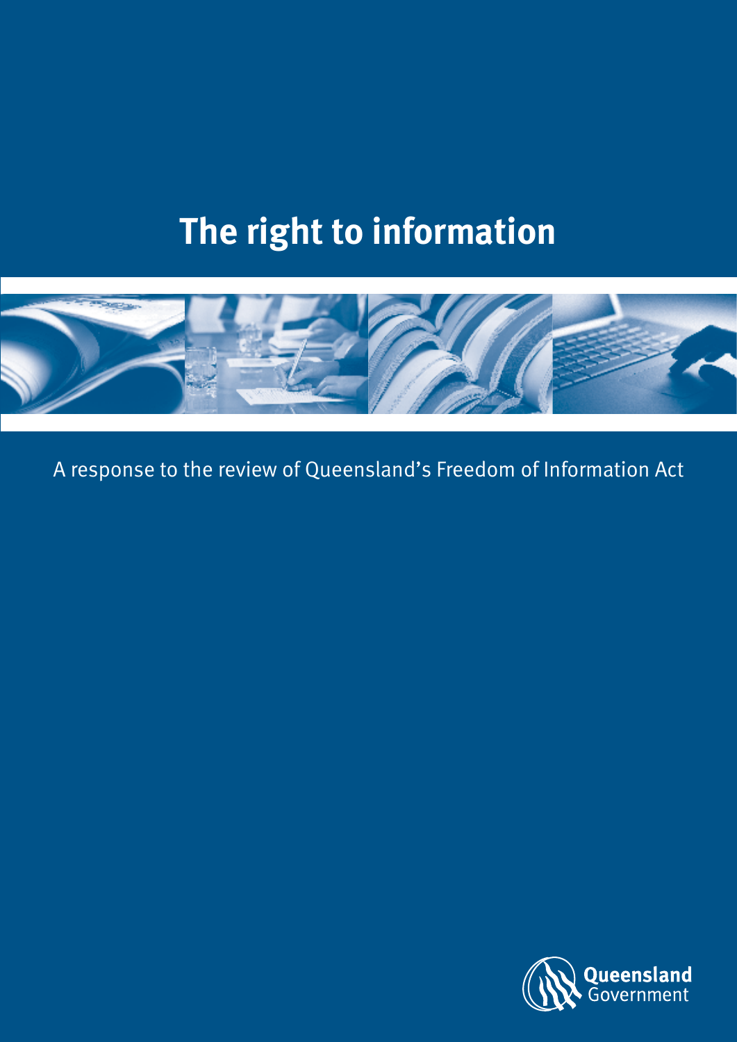# The right to information

A response to the review of Queensland's Freedom of Information Act

Queensland Government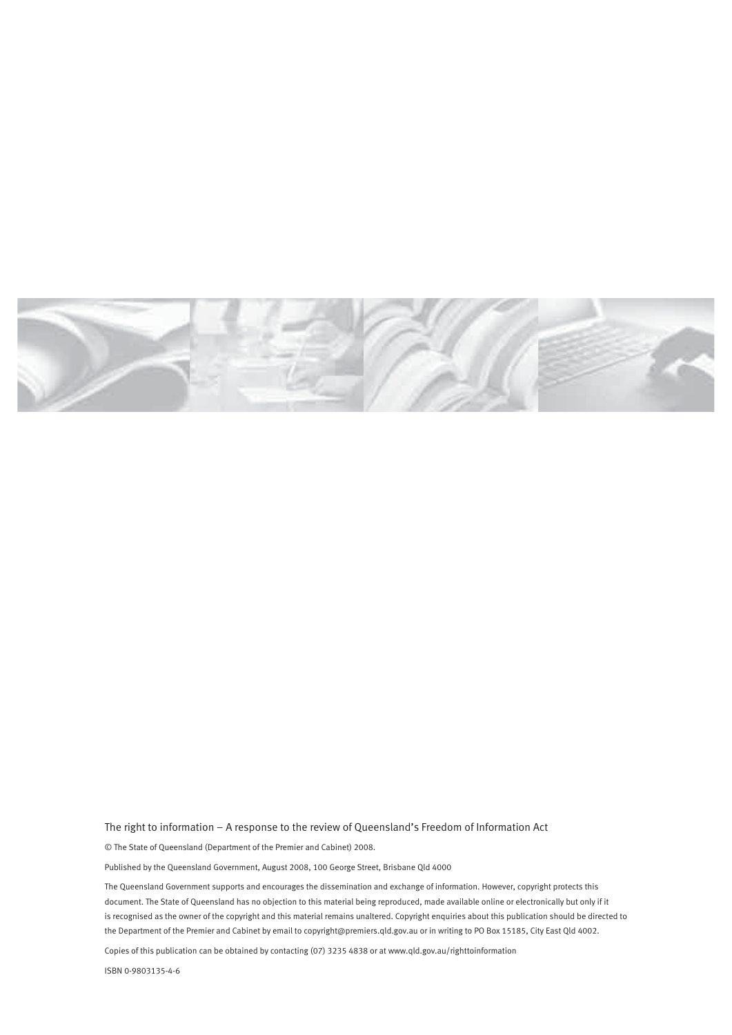The right to information – A response to the review of Queensland's Freedom of Information Act

© The State of Queensland (Department of the Premier and Cabinet) 2008.

Published by the Queensland Government, August 2008, 100 George Street, Brisbane Qld 4000

The Queensland Government supports and encourages the dissemination and exchange of information. However, copyright protects this document. The State of Queensland has no objection to this material being reproduced, made available online or electronically but only if it is recognised as the owner of the copyright and this material remains unaltered. Copyright enquiries about this publication should be directed to the Department of the Premier and Cabinet by email to copyright@premiers.qld.gov.au or in writing to PO Box 15185, City East Qld 4002.

Copies of this publication can be obtained by contacting (07) 3235 4838 or at www.qld.gov.au/righttoinformation

ISBN 0-9803135-4-6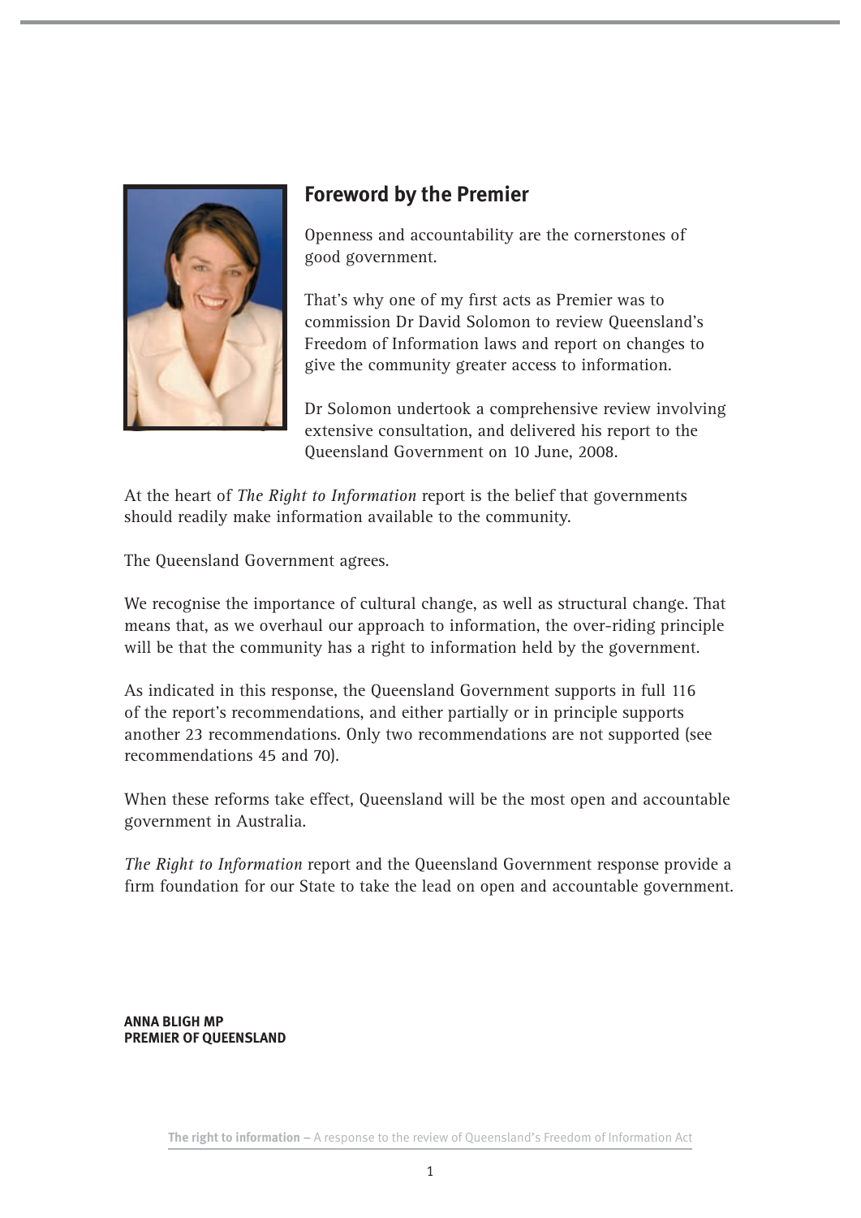## Foreword by the Premier

Openness and accountability are the cornerstones of good government.

That's why one of my first acts as Premier was to commission Dr David Solomon to review Queensland's Freedom of Information laws and report on changes to give the community greater access to information.

Dr Solomon undertook a comprehensive review involving extensive consultation, and delivered his report to the Queensland Government on 10 June, 2008.

At the heart of *The Right to Information* report is the belief that governments should readily make information available to the community.

The Queensland Government agrees.

We recognise the importance of cultural change, as well as structural change. That means that, as we overhaul our approach to information, the over-riding principle will be that the community has a right to information held by the government.

As indicated in this response, the Queensland Government supports in full 116 of the report's recommendations, and either partially or in principle supports another 23 recommendations. Only two recommendations are not supported (see recommendations 45 and 70).

When these reforms take effect, Queensland will be the most open and accountable government in Australia.

*The Right to Information* report and the Queensland Government response provide a firm foundation for our State to take the lead on open and accountable government.

**ANNA BLIGH MP**
**PREMIER OF QUEENSLAND**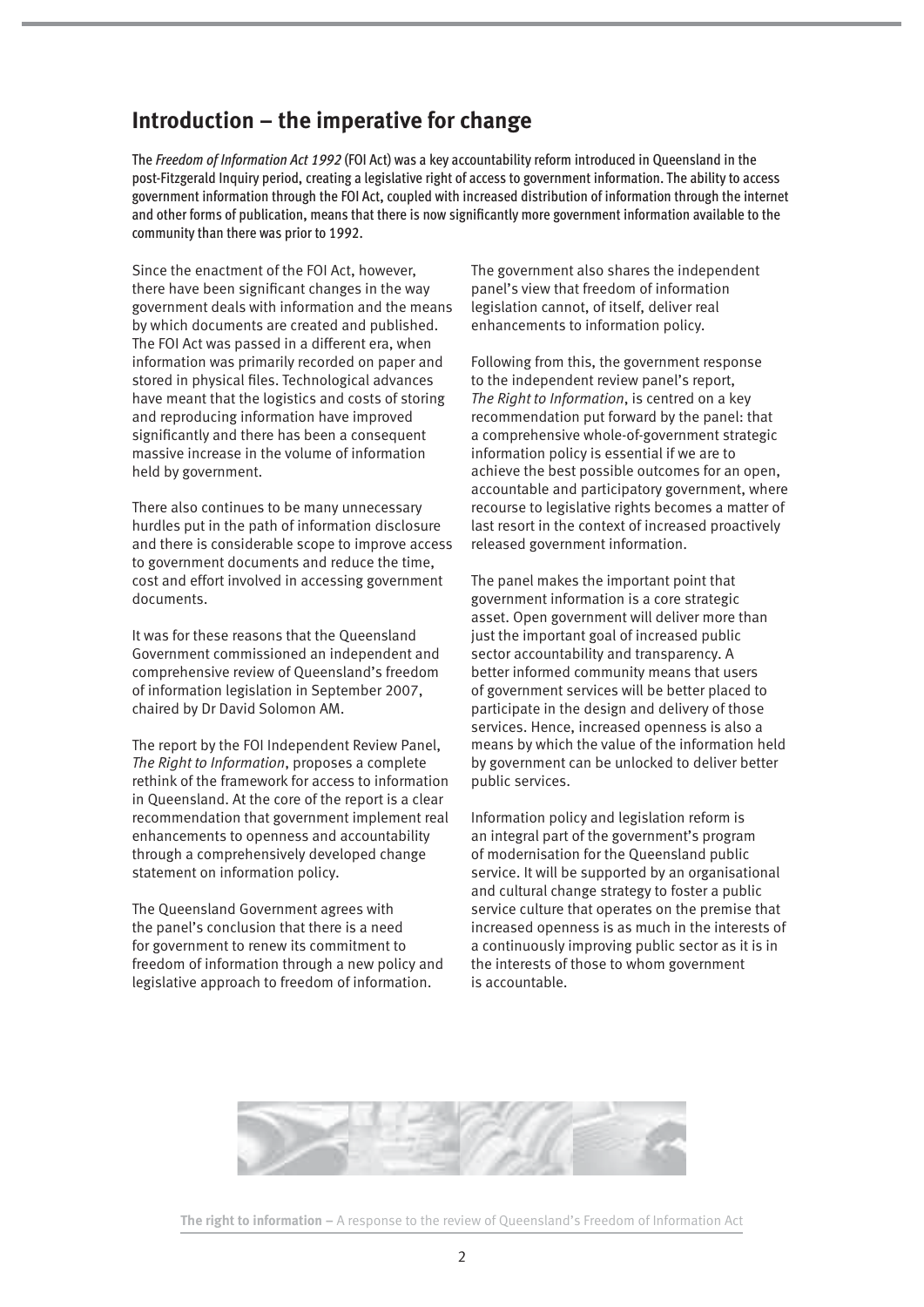## Introduction – the imperative for change

The *Freedom of Information Act 1992* (FOI Act) was a key accountability reform introduced in Queensland in the post-Fitzgerald Inquiry period, creating a legislative right of access to government information. The ability to access government information through the FOI Act, coupled with increased distribution of information through the internet and other forms of publication, means that there is now significantly more government information available to the community than there was prior to 1992.

Since the enactment of the FOI Act, however, there have been significant changes in the way government deals with information and the means by which documents are created and published. The FOI Act was passed in a different era, when information was primarily recorded on paper and stored in physical files. Technological advances have meant that the logistics and costs of storing and reproducing information have improved significantly and there has been a consequent massive increase in the volume of information held by government.

There also continues to be many unnecessary hurdles put in the path of information disclosure and there is considerable scope to improve access to government documents and reduce the time, cost and effort involved in accessing government documents.

It was for these reasons that the Queensland Government commissioned an independent and comprehensive review of Queensland's freedom of information legislation in September 2007, chaired by Dr David Solomon AM.

The report by the FOI Independent Review Panel, *The Right to Information*, proposes a complete rethink of the framework for access to information in Queensland. At the core of the report is a clear recommendation that government implement real enhancements to openness and accountability through a comprehensively developed change statement on information policy.

The Queensland Government agrees with the panel's conclusion that there is a need for government to renew its commitment to freedom of information through a new policy and legislative approach to freedom of information.

The government also shares the independent panel's view that freedom of information legislation cannot, of itself, deliver real enhancements to information policy.

Following from this, the government response to the independent review panel's report, *The Right to Information*, is centred on a key recommendation put forward by the panel: that a comprehensive whole-of-government strategic information policy is essential if we are to achieve the best possible outcomes for an open, accountable and participatory government, where recourse to legislative rights becomes a matter of last resort in the context of increased proactively released government information.

The panel makes the important point that government information is a core strategic asset. Open government will deliver more than just the important goal of increased public sector accountability and transparency. A better informed community means that users of government services will be better placed to participate in the design and delivery of those services. Hence, increased openness is also a means by which the value of the information held by government can be unlocked to deliver better public services.

Information policy and legislation reform is an integral part of the government's program of modernisation for the Queensland public service. It will be supported by an organisational and cultural change strategy to foster a public service culture that operates on the premise that increased openness is as much in the interests of a continuously improving public sector as it is in the interests of those to whom government is accountable.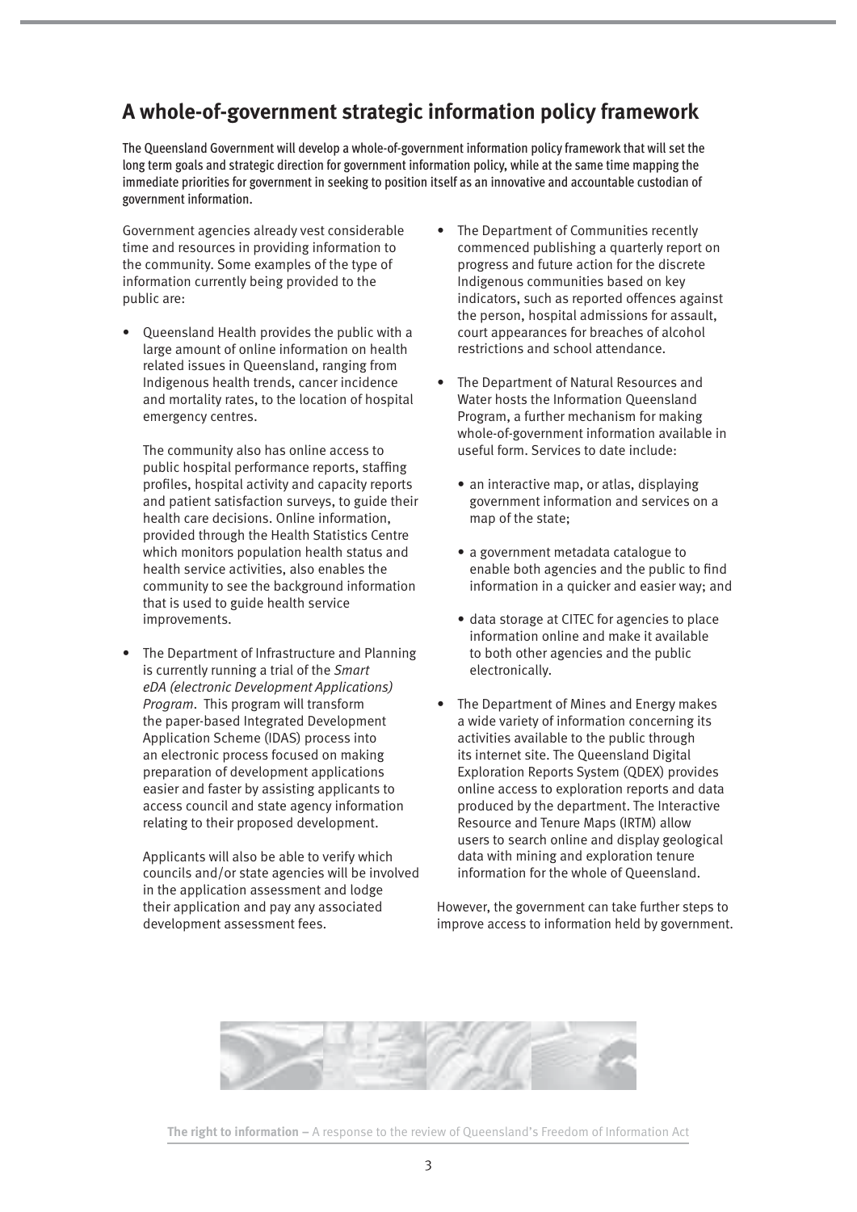## A whole-of-government strategic information policy framework

**The Queensland Government will develop a whole-of-government information policy framework that will set the long term goals and strategic direction for government information policy, while at the same time mapping the immediate priorities for government in seeking to position itself as an innovative and accountable custodian of government information.**

Government agencies already vest considerable time and resources in providing information to the community. Some examples of the type of information currently being provided to the public are:

- Queensland Health provides the public with a large amount of online information on health related issues in Queensland, ranging from Indigenous health trends, cancer incidence and mortality rates, to the location of hospital emergency centres.

  The community also has online access to public hospital performance reports, staffing profiles, hospital activity and capacity reports and patient satisfaction surveys, to guide their health care decisions. Online information, provided through the Health Statistics Centre which monitors population health status and health service activities, also enables the community to see the background information that is used to guide health service improvements.

- The Department of Infrastructure and Planning is currently running a trial of the *Smart eDA (electronic Development Applications) Program*. This program will transform the paper-based Integrated Development Application Scheme (IDAS) process into an electronic process focused on making preparation of development applications easier and faster by assisting applicants to access council and state agency information relating to their proposed development.

  Applicants will also be able to verify which councils and/or state agencies will be involved in the application assessment and lodge their application and pay any associated development assessment fees.

- The Department of Communities recently commenced publishing a quarterly report on progress and future action for the discrete Indigenous communities based on key indicators, such as reported offences against the person, hospital admissions for assault, court appearances for breaches of alcohol restrictions and school attendance.

- The Department of Natural Resources and Water hosts the Information Queensland Program, a further mechanism for making whole-of-government information available in useful form. Services to date include:

  - an interactive map, or atlas, displaying government information and services on a map of the state;
  - a government metadata catalogue to enable both agencies and the public to find information in a quicker and easier way; and
  - data storage at CITEC for agencies to place information online and make it available to both other agencies and the public electronically.

- The Department of Mines and Energy makes a wide variety of information concerning its activities available to the public through its internet site. The Queensland Digital Exploration Reports System (QDEX) provides online access to exploration reports and data produced by the department. The Interactive Resource and Tenure Maps (IRTM) allow users to search online and display geological data with mining and exploration tenure information for the whole of Queensland.

However, the government can take further steps to improve access to information held by government.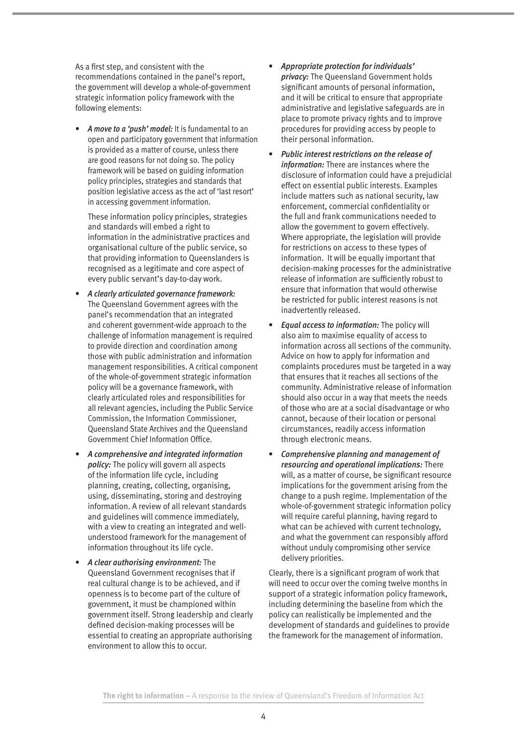As a first step, and consistent with the recommendations contained in the panel's report, the government will develop a whole-of-government strategic information policy framework with the following elements:

- ***A move to a 'push' model:*** It is fundamental to an open and participatory government that information is provided as a matter of course, unless there are good reasons for not doing so. The policy framework will be based on guiding information policy principles, strategies and standards that position legislative access as the act of 'last resort' in accessing government information.

  These information policy principles, strategies and standards will embed a right to information in the administrative practices and organisational culture of the public service, so that providing information to Queenslanders is recognised as a legitimate and core aspect of every public servant's day-to-day work.

- ***A clearly articulated governance framework:*** The Queensland Government agrees with the panel's recommendation that an integrated and coherent government-wide approach to the challenge of information management is required to provide direction and coordination among those with public administration and information management responsibilities. A critical component of the whole-of-government strategic information policy will be a governance framework, with clearly articulated roles and responsibilities for all relevant agencies, including the Public Service Commission, the Information Commissioner, Queensland State Archives and the Queensland Government Chief Information Office.

- ***A comprehensive and integrated information policy:*** The policy will govern all aspects of the information life cycle, including planning, creating, collecting, organising, using, disseminating, storing and destroying information. A review of all relevant standards and guidelines will commence immediately, with a view to creating an integrated and well-understood framework for the management of information throughout its life cycle.

- ***A clear authorising environment:*** The Queensland Government recognises that if real cultural change is to be achieved, and if openness is to become part of the culture of government, it must be championed within government itself. Strong leadership and clearly defined decision-making processes will be essential to creating an appropriate authorising environment to allow this to occur.

- ***Appropriate protection for individuals' privacy:*** The Queensland Government holds significant amounts of personal information, and it will be critical to ensure that appropriate administrative and legislative safeguards are in place to promote privacy rights and to improve procedures for providing access by people to their personal information.

- ***Public interest restrictions on the release of information:*** There are instances where the disclosure of information could have a prejudicial effect on essential public interests. Examples include matters such as national security, law enforcement, commercial confidentiality or the full and frank communications needed to allow the government to govern effectively. Where appropriate, the legislation will provide for restrictions on access to these types of information. It will be equally important that decision-making processes for the administrative release of information are sufficiently robust to ensure that information that would otherwise be restricted for public interest reasons is not inadvertently released.

- ***Equal access to information:*** The policy will also aim to maximise equality of access to information across all sections of the community. Advice on how to apply for information and complaints procedures must be targeted in a way that ensures that it reaches all sections of the community. Administrative release of information should also occur in a way that meets the needs of those who are at a social disadvantage or who cannot, because of their location or personal circumstances, readily access information through electronic means.

- ***Comprehensive planning and management of resourcing and operational implications:*** There will, as a matter of course, be significant resource implications for the government arising from the change to a push regime. Implementation of the whole-of-government strategic information policy will require careful planning, having regard to what can be achieved with current technology, and what the government can responsibly afford without unduly compromising other service delivery priorities.

Clearly, there is a significant program of work that will need to occur over the coming twelve months in support of a strategic information policy framework, including determining the baseline from which the policy can realistically be implemented and the development of standards and guidelines to provide the framework for the management of information.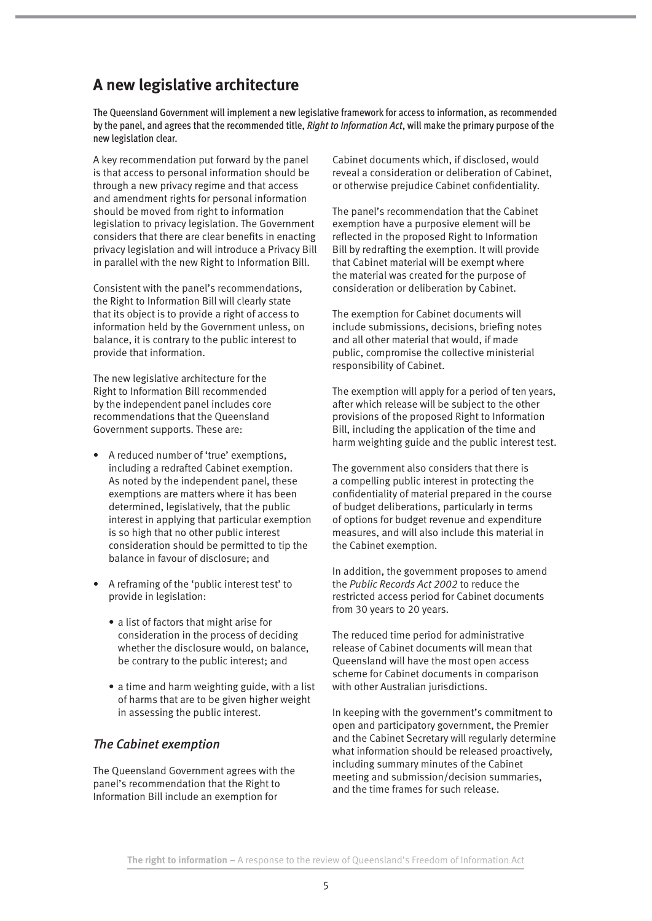## A new legislative architecture

**The Queensland Government will implement a new legislative framework for access to information, as recommended by the panel, and agrees that the recommended title, *Right to Information Act*, will make the primary purpose of the new legislation clear.**

A key recommendation put forward by the panel is that access to personal information should be through a new privacy regime and that access and amendment rights for personal information should be moved from right to information legislation to privacy legislation. The Government considers that there are clear benefits in enacting privacy legislation and will introduce a Privacy Bill in parallel with the new Right to Information Bill.

Consistent with the panel's recommendations, the Right to Information Bill will clearly state that its object is to provide a right of access to information held by the Government unless, on balance, it is contrary to the public interest to provide that information.

The new legislative architecture for the Right to Information Bill recommended by the independent panel includes core recommendations that the Queensland Government supports. These are:

- A reduced number of 'true' exemptions, including a redrafted Cabinet exemption. As noted by the independent panel, these exemptions are matters where it has been determined, legislatively, that the public interest in applying that particular exemption is so high that no other public interest consideration should be permitted to tip the balance in favour of disclosure; and
- A reframing of the 'public interest test' to provide in legislation:
  - a list of factors that might arise for consideration in the process of deciding whether the disclosure would, on balance, be contrary to the public interest; and
  - a time and harm weighting guide, with a list of harms that are to be given higher weight in assessing the public interest.

### *The Cabinet exemption*

The Queensland Government agrees with the panel's recommendation that the Right to Information Bill include an exemption for Cabinet documents which, if disclosed, would reveal a consideration or deliberation of Cabinet, or otherwise prejudice Cabinet confidentiality.

The panel's recommendation that the Cabinet exemption have a purposive element will be reflected in the proposed Right to Information Bill by redrafting the exemption. It will provide that Cabinet material will be exempt where the material was created for the purpose of consideration or deliberation by Cabinet.

The exemption for Cabinet documents will include submissions, decisions, briefing notes and all other material that would, if made public, compromise the collective ministerial responsibility of Cabinet.

The exemption will apply for a period of ten years, after which release will be subject to the other provisions of the proposed Right to Information Bill, including the application of the time and harm weighting guide and the public interest test.

The government also considers that there is a compelling public interest in protecting the confidentiality of material prepared in the course of budget deliberations, particularly in terms of options for budget revenue and expenditure measures, and will also include this material in the Cabinet exemption.

In addition, the government proposes to amend the *Public Records Act 2002* to reduce the restricted access period for Cabinet documents from 30 years to 20 years.

The reduced time period for administrative release of Cabinet documents will mean that Queensland will have the most open access scheme for Cabinet documents in comparison with other Australian jurisdictions.

In keeping with the government's commitment to open and participatory government, the Premier and the Cabinet Secretary will regularly determine what information should be released proactively, including summary minutes of the Cabinet meeting and submission/decision summaries, and the time frames for such release.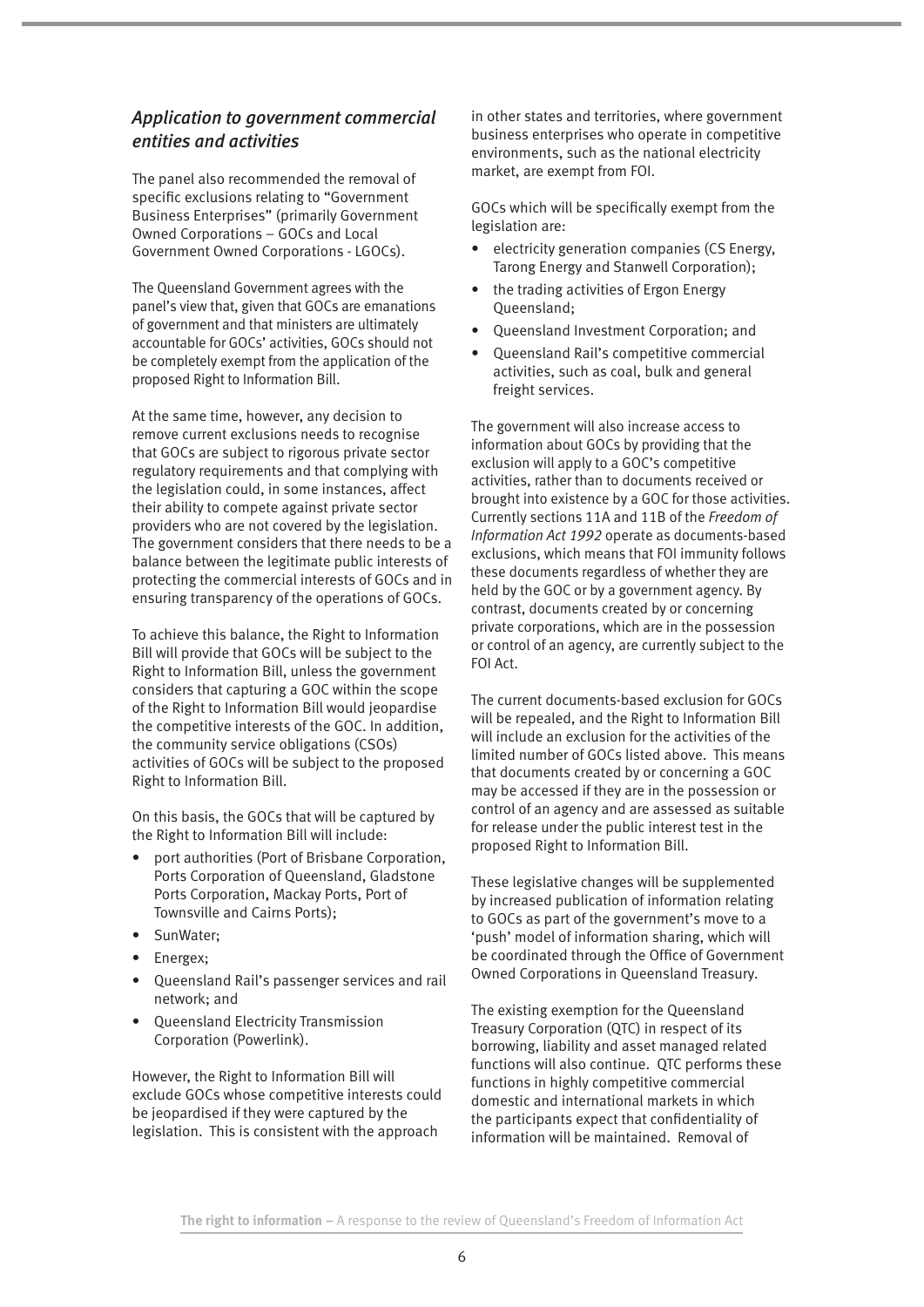### *Application to government commercial entities and activities*

The panel also recommended the removal of specific exclusions relating to "Government Business Enterprises" (primarily Government Owned Corporations – GOCs and Local Government Owned Corporations - LGOCs).

The Queensland Government agrees with the panel's view that, given that GOCs are emanations of government and that ministers are ultimately accountable for GOCs' activities, GOCs should not be completely exempt from the application of the proposed Right to Information Bill.

At the same time, however, any decision to remove current exclusions needs to recognise that GOCs are subject to rigorous private sector regulatory requirements and that complying with the legislation could, in some instances, affect their ability to compete against private sector providers who are not covered by the legislation. The government considers that there needs to be a balance between the legitimate public interests of protecting the commercial interests of GOCs and in ensuring transparency of the operations of GOCs.

To achieve this balance, the Right to Information Bill will provide that GOCs will be subject to the Right to Information Bill, unless the government considers that capturing a GOC within the scope of the Right to Information Bill would jeopardise the competitive interests of the GOC. In addition, the community service obligations (CSOs) activities of GOCs will be subject to the proposed Right to Information Bill.

On this basis, the GOCs that will be captured by the Right to Information Bill will include:

- port authorities (Port of Brisbane Corporation, Ports Corporation of Queensland, Gladstone Ports Corporation, Mackay Ports, Port of Townsville and Cairns Ports);
- SunWater;
- Energex;
- Queensland Rail's passenger services and rail network; and
- Queensland Electricity Transmission Corporation (Powerlink).

However, the Right to Information Bill will exclude GOCs whose competitive interests could be jeopardised if they were captured by the legislation. This is consistent with the approach in other states and territories, where government business enterprises who operate in competitive environments, such as the national electricity market, are exempt from FOI.

GOCs which will be specifically exempt from the legislation are:

- electricity generation companies (CS Energy, Tarong Energy and Stanwell Corporation);
- the trading activities of Ergon Energy Queensland;
- Queensland Investment Corporation; and
- Queensland Rail's competitive commercial activities, such as coal, bulk and general freight services.

The government will also increase access to information about GOCs by providing that the exclusion will apply to a GOC's competitive activities, rather than to documents received or brought into existence by a GOC for those activities. Currently sections 11A and 11B of the *Freedom of Information Act 1992* operate as documents-based exclusions, which means that FOI immunity follows these documents regardless of whether they are held by the GOC or by a government agency. By contrast, documents created by or concerning private corporations, which are in the possession or control of an agency, are currently subject to the FOI Act.

The current documents-based exclusion for GOCs will be repealed, and the Right to Information Bill will include an exclusion for the activities of the limited number of GOCs listed above. This means that documents created by or concerning a GOC may be accessed if they are in the possession or control of an agency and are assessed as suitable for release under the public interest test in the proposed Right to Information Bill.

These legislative changes will be supplemented by increased publication of information relating to GOCs as part of the government's move to a 'push' model of information sharing, which will be coordinated through the Office of Government Owned Corporations in Queensland Treasury.

The existing exemption for the Queensland Treasury Corporation (QTC) in respect of its borrowing, liability and asset managed related functions will also continue. QTC performs these functions in highly competitive commercial domestic and international markets in which the participants expect that confidentiality of information will be maintained. Removal of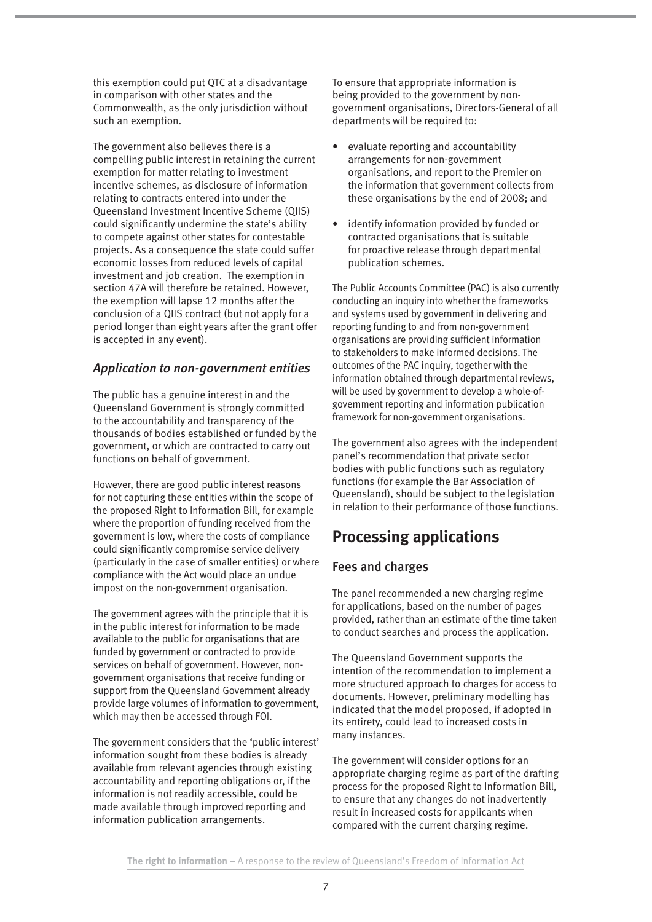this exemption could put QTC at a disadvantage in comparison with other states and the Commonwealth, as the only jurisdiction without such an exemption.

The government also believes there is a compelling public interest in retaining the current exemption for matter relating to investment incentive schemes, as disclosure of information relating to contracts entered into under the Queensland Investment Incentive Scheme (QIIS) could significantly undermine the state's ability to compete against other states for contestable projects. As a consequence the state could suffer economic losses from reduced levels of capital investment and job creation. The exemption in section 47A will therefore be retained. However, the exemption will lapse 12 months after the conclusion of a QIIS contract (but not apply for a period longer than eight years after the grant offer is accepted in any event).

### *Application to non-government entities*

The public has a genuine interest in and the Queensland Government is strongly committed to the accountability and transparency of the thousands of bodies established or funded by the government, or which are contracted to carry out functions on behalf of government.

However, there are good public interest reasons for not capturing these entities within the scope of the proposed Right to Information Bill, for example where the proportion of funding received from the government is low, where the costs of compliance could significantly compromise service delivery (particularly in the case of smaller entities) or where compliance with the Act would place an undue impost on the non-government organisation.

The government agrees with the principle that it is in the public interest for information to be made available to the public for organisations that are funded by government or contracted to provide services on behalf of government. However, non-government organisations that receive funding or support from the Queensland Government already provide large volumes of information to government, which may then be accessed through FOI.

The government considers that the 'public interest' information sought from these bodies is already available from relevant agencies through existing accountability and reporting obligations or, if the information is not readily accessible, could be made available through improved reporting and information publication arrangements.

To ensure that appropriate information is being provided to the government by non-government organisations, Directors-General of all departments will be required to:

- evaluate reporting and accountability arrangements for non-government organisations, and report to the Premier on the information that government collects from these organisations by the end of 2008; and
- identify information provided by funded or contracted organisations that is suitable for proactive release through departmental publication schemes.

The Public Accounts Committee (PAC) is also currently conducting an inquiry into whether the frameworks and systems used by government in delivering and reporting funding to and from non-government organisations are providing sufficient information to stakeholders to make informed decisions. The outcomes of the PAC inquiry, together with the information obtained through departmental reviews, will be used by government to develop a whole-of-government reporting and information publication framework for non-government organisations.

The government also agrees with the independent panel's recommendation that private sector bodies with public functions such as regulatory functions (for example the Bar Association of Queensland), should be subject to the legislation in relation to their performance of those functions.

## Processing applications

### Fees and charges

The panel recommended a new charging regime for applications, based on the number of pages provided, rather than an estimate of the time taken to conduct searches and process the application.

The Queensland Government supports the intention of the recommendation to implement a more structured approach to charges for access to documents. However, preliminary modelling has indicated that the model proposed, if adopted in its entirety, could lead to increased costs in many instances.

The government will consider options for an appropriate charging regime as part of the drafting process for the proposed Right to Information Bill, to ensure that any changes do not inadvertently result in increased costs for applicants when compared with the current charging regime.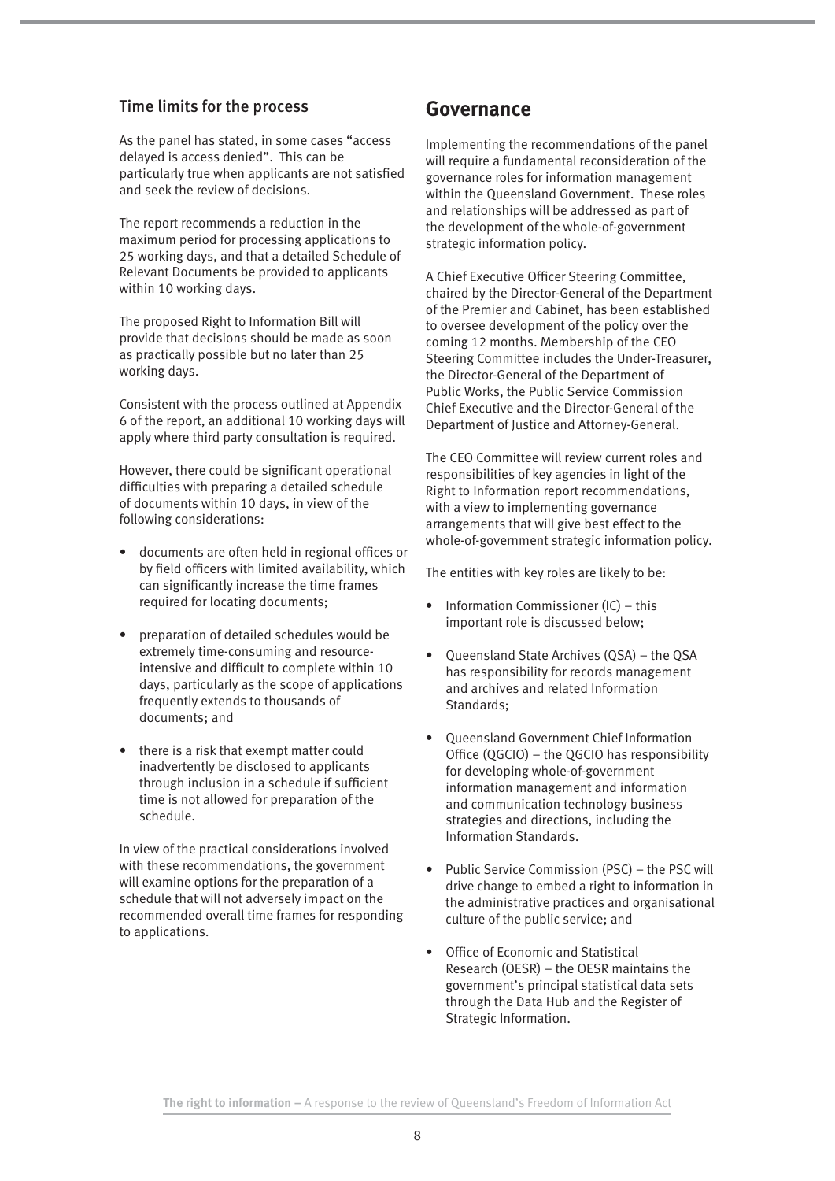### Time limits for the process

As the panel has stated, in some cases "access delayed is access denied". This can be particularly true when applicants are not satisfied and seek the review of decisions.

The report recommends a reduction in the maximum period for processing applications to 25 working days, and that a detailed Schedule of Relevant Documents be provided to applicants within 10 working days.

The proposed Right to Information Bill will provide that decisions should be made as soon as practically possible but no later than 25 working days.

Consistent with the process outlined at Appendix 6 of the report, an additional 10 working days will apply where third party consultation is required.

However, there could be significant operational difficulties with preparing a detailed schedule of documents within 10 days, in view of the following considerations:

- documents are often held in regional offices or by field officers with limited availability, which can significantly increase the time frames required for locating documents;
- preparation of detailed schedules would be extremely time-consuming and resource-intensive and difficult to complete within 10 days, particularly as the scope of applications frequently extends to thousands of documents; and
- there is a risk that exempt matter could inadvertently be disclosed to applicants through inclusion in a schedule if sufficient time is not allowed for preparation of the schedule.

In view of the practical considerations involved with these recommendations, the government will examine options for the preparation of a schedule that will not adversely impact on the recommended overall time frames for responding to applications.

## Governance

Implementing the recommendations of the panel will require a fundamental reconsideration of the governance roles for information management within the Queensland Government. These roles and relationships will be addressed as part of the development of the whole-of-government strategic information policy.

A Chief Executive Officer Steering Committee, chaired by the Director-General of the Department of the Premier and Cabinet, has been established to oversee development of the policy over the coming 12 months. Membership of the CEO Steering Committee includes the Under-Treasurer, the Director-General of the Department of Public Works, the Public Service Commission Chief Executive and the Director-General of the Department of Justice and Attorney-General.

The CEO Committee will review current roles and responsibilities of key agencies in light of the Right to Information report recommendations, with a view to implementing governance arrangements that will give best effect to the whole-of-government strategic information policy.

The entities with key roles are likely to be:

- Information Commissioner (IC) – this important role is discussed below;
- Queensland State Archives (QSA) – the QSA has responsibility for records management and archives and related Information Standards;
- Queensland Government Chief Information Office (QGCIO) – the QGCIO has responsibility for developing whole-of-government information management and information and communication technology business strategies and directions, including the Information Standards.
- Public Service Commission (PSC) – the PSC will drive change to embed a right to information in the administrative practices and organisational culture of the public service; and
- Office of Economic and Statistical Research (OESR) – the OESR maintains the government's principal statistical data sets through the Data Hub and the Register of Strategic Information.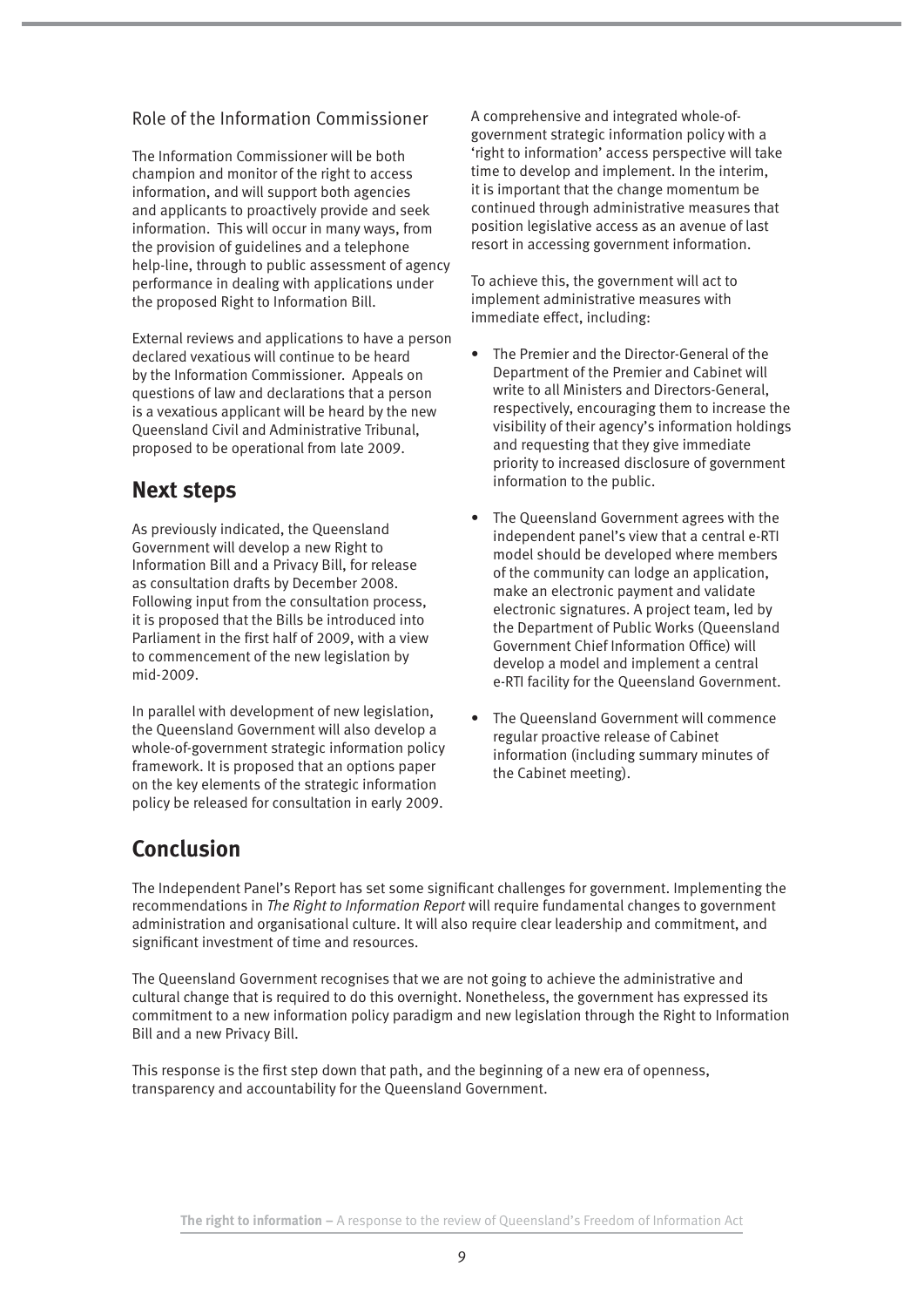### Role of the Information Commissioner

The Information Commissioner will be both champion and monitor of the right to access information, and will support both agencies and applicants to proactively provide and seek information. This will occur in many ways, from the provision of guidelines and a telephone help-line, through to public assessment of agency performance in dealing with applications under the proposed Right to Information Bill.

External reviews and applications to have a person declared vexatious will continue to be heard by the Information Commissioner. Appeals on questions of law and declarations that a person is a vexatious applicant will be heard by the new Queensland Civil and Administrative Tribunal, proposed to be operational from late 2009.

## Next steps

As previously indicated, the Queensland Government will develop a new Right to Information Bill and a Privacy Bill, for release as consultation drafts by December 2008. Following input from the consultation process, it is proposed that the Bills be introduced into Parliament in the first half of 2009, with a view to commencement of the new legislation by mid-2009.

In parallel with development of new legislation, the Queensland Government will also develop a whole-of-government strategic information policy framework. It is proposed that an options paper on the key elements of the strategic information policy be released for consultation in early 2009.

A comprehensive and integrated whole-of-government strategic information policy with a 'right to information' access perspective will take time to develop and implement. In the interim, it is important that the change momentum be continued through administrative measures that position legislative access as an avenue of last resort in accessing government information.

To achieve this, the government will act to implement administrative measures with immediate effect, including:

- The Premier and the Director-General of the Department of the Premier and Cabinet will write to all Ministers and Directors-General, respectively, encouraging them to increase the visibility of their agency's information holdings and requesting that they give immediate priority to increased disclosure of government information to the public.
- The Queensland Government agrees with the independent panel's view that a central e-RTI model should be developed where members of the community can lodge an application, make an electronic payment and validate electronic signatures. A project team, led by the Department of Public Works (Queensland Government Chief Information Office) will develop a model and implement a central e-RTI facility for the Queensland Government.
- The Queensland Government will commence regular proactive release of Cabinet information (including summary minutes of the Cabinet meeting).

## Conclusion

The Independent Panel's Report has set some significant challenges for government. Implementing the recommendations in *The Right to Information Report* will require fundamental changes to government administration and organisational culture. It will also require clear leadership and commitment, and significant investment of time and resources.

The Queensland Government recognises that we are not going to achieve the administrative and cultural change that is required to do this overnight. Nonetheless, the government has expressed its commitment to a new information policy paradigm and new legislation through the Right to Information Bill and a new Privacy Bill.

This response is the first step down that path, and the beginning of a new era of openness, transparency and accountability for the Queensland Government.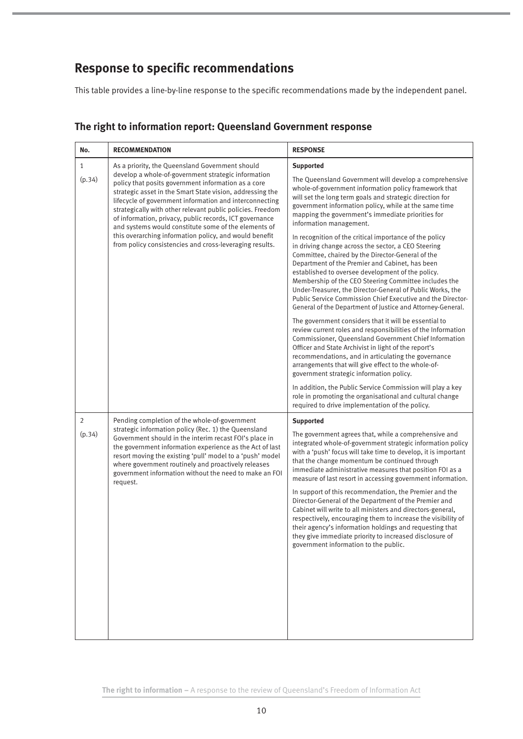## Response to specific recommendations

This table provides a line-by-line response to the specific recommendations made by the independent panel.

### The right to information report: Queensland Government response

| No. | RECOMMENDATION | RESPONSE |
|---|---|---|
| 1 (p.34) | As a priority, the Queensland Government should develop a whole-of-government strategic information policy that posits government information as a core strategic asset in the Smart State vision, addressing the lifecycle of government information and interconnecting strategically with other relevant public policies. Freedom of information, privacy, public records, ICT governance and systems would constitute some of the elements of this overarching information policy, and would benefit from policy consistencies and cross-leveraging results. | **Supported**<br><br>The Queensland Government will develop a comprehensive whole-of-government information policy framework that will set the long term goals and strategic direction for government information policy, while at the same time mapping the government's immediate priorities for information management.<br><br>In recognition of the critical importance of the policy in driving change across the sector, a CEO Steering Committee, chaired by the Director-General of the Department of the Premier and Cabinet, has been established to oversee development of the policy. Membership of the CEO Steering Committee includes the Under-Treasurer, the Director-General of Public Works, the Public Service Commission Chief Executive and the Director-General of the Department of Justice and Attorney-General.<br><br>The government considers that it will be essential to review current roles and responsibilities of the Information Commissioner, Queensland Government Chief Information Officer and State Archivist in light of the report's recommendations, and in articulating the governance arrangements that will give effect to the whole-of-government strategic information policy.<br><br>In addition, the Public Service Commission will play a key role in promoting the organisational and cultural change required to drive implementation of the policy. |
| 2 (p.34) | Pending completion of the whole-of-government strategic information policy (Rec. 1) the Queensland Government should in the interim recast FOI's place in the government information experience as the Act of last resort moving the existing 'pull' model to a 'push' model where government routinely and proactively releases government information without the need to make an FOI request. | **Supported**<br><br>The government agrees that, while a comprehensive and integrated whole-of-government strategic information policy with a 'push' focus will take time to develop, it is important that the change momentum be continued through immediate administrative measures that position FOI as a measure of last resort in accessing government information.<br><br>In support of this recommendation, the Premier and the Director-General of the Department of the Premier and Cabinet will write to all ministers and directors-general, respectively, encouraging them to increase the visibility of their agency's information holdings and requesting that they give immediate priority to increased disclosure of government information to the public. |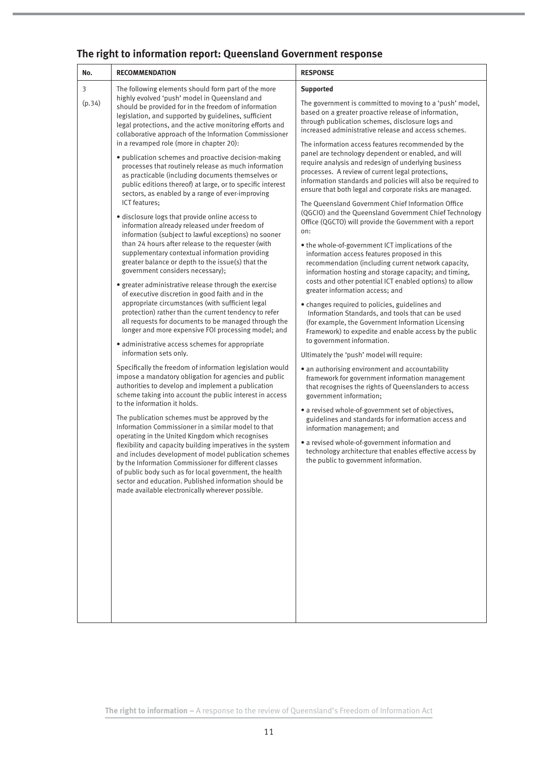## The right to information report: Queensland Government response

| No. | RECOMMENDATION | RESPONSE |
|---|---|---|
| 3<br>(p.34) | The following elements should form part of the more highly evolved 'push' model in Queensland and should be provided for in the freedom of information legislation, and supported by guidelines, sufficient legal protections, and the active monitoring efforts and collaborative approach of the Information Commissioner in a revamped role (more in chapter 20):<br>• publication schemes and proactive decision-making processes that routinely release as much information as practicable (including documents themselves or public editions thereof) at large, or to specific interest sectors, as enabled by a range of ever-improving ICT features;<br>• disclosure logs that provide online access to information already released under freedom of information (subject to lawful exceptions) no sooner than 24 hours after release to the requester (with supplementary contextual information providing greater balance or depth to the issue(s) that the government considers necessary);<br>• greater administrative release through the exercise of executive discretion in good faith and in the appropriate circumstances (with sufficient legal protection) rather than the current tendency to refer all requests for documents to be managed through the longer and more expensive FOI processing model; and<br>• administrative access schemes for appropriate information sets only.<br>Specifically the freedom of information legislation would impose a mandatory obligation for agencies and public authorities to develop and implement a publication scheme taking into account the public interest in access to the information it holds.<br>The publication schemes must be approved by the Information Commissioner in a similar model to that operating in the United Kingdom which recognises flexibility and capacity building imperatives in the system and includes development of model publication schemes by the Information Commissioner for different classes of public body such as for local government, the health sector and education. Published information should be made available electronically wherever possible. | **Supported**<br>The government is committed to moving to a 'push' model, based on a greater proactive release of information, through publication schemes, disclosure logs and increased administrative release and access schemes.<br>The information access features recommended by the panel are technology dependent or enabled, and will require analysis and redesign of underlying business processes. A review of current legal protections, information standards and policies will also be required to ensure that both legal and corporate risks are managed.<br>The Queensland Government Chief Information Office (QGCIO) and the Queensland Government Chief Technology Office (QGCTO) will provide the Government with a report on:<br>• the whole-of-government ICT implications of the information access features proposed in this recommendation (including current network capacity, information hosting and storage capacity; and timing, costs and other potential ICT enabled options) to allow greater information access; and<br>• changes required to policies, guidelines and Information Standards, and tools that can be used (for example, the Government Information Licensing Framework) to expedite and enable access by the public to government information.<br>Ultimately the 'push' model will require:<br>• an authorising environment and accountability framework for government information management that recognises the rights of Queenslanders to access government information;<br>• a revised whole-of-government set of objectives, guidelines and standards for information access and information management; and<br>• a revised whole-of-government information and technology architecture that enables effective access by the public to government information. |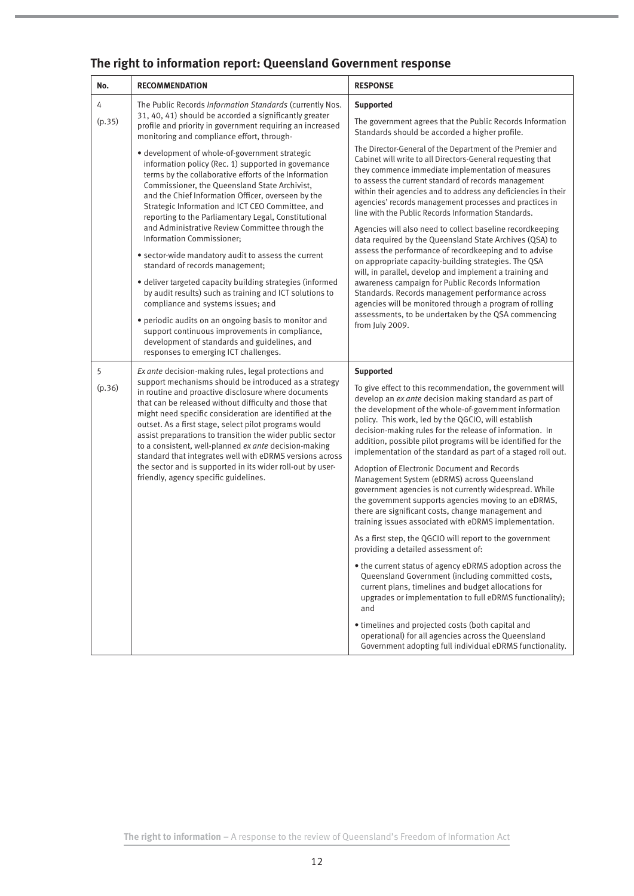## The right to information report: Queensland Government response

| No. | RECOMMENDATION | RESPONSE |
|---|---|---|
| 4 (p.35) | The Public Records *Information Standards* (currently Nos. 31, 40, 41) should be accorded a significantly greater profile and priority in government requiring an increased monitoring and compliance effort, through-<br><br>• development of whole-of-government strategic information policy (Rec. 1) supported in governance terms by the collaborative efforts of the Information Commissioner, the Queensland State Archivist, and the Chief Information Officer, overseen by the Strategic Information and ICT CEO Committee, and reporting to the Parliamentary Legal, Constitutional and Administrative Review Committee through the Information Commissioner;<br><br>• sector-wide mandatory audit to assess the current standard of records management;<br><br>• deliver targeted capacity building strategies (informed by audit results) such as training and ICT solutions to compliance and systems issues; and<br><br>• periodic audits on an ongoing basis to monitor and support continuous improvements in compliance, development of standards and guidelines, and responses to emerging ICT challenges. | **Supported**<br><br>The government agrees that the Public Records Information Standards should be accorded a higher profile.<br><br>The Director-General of the Department of the Premier and Cabinet will write to all Directors-General requesting that they commence immediate implementation of measures to assess the current standard of records management within their agencies and to address any deficiencies in their agencies' records management processes and practices in line with the Public Records Information Standards.<br><br>Agencies will also need to collect baseline recordkeeping data required by the Queensland State Archives (QSA) to assess the performance of recordkeeping and to advise on appropriate capacity-building strategies. The QSA will, in parallel, develop and implement a training and awareness campaign for Public Records Information Standards. Records management performance across agencies will be monitored through a program of rolling assessments, to be undertaken by the QSA commencing from July 2009. |
| 5 (p.36) | *Ex ante* decision-making rules, legal protections and support mechanisms should be introduced as a strategy in routine and proactive disclosure where documents that can be released without difficulty and those that might need specific consideration are identified at the outset. As a first stage, select pilot programs would assist preparations to transition the wider public sector to a consistent, well-planned *ex ante* decision-making standard that integrates well with eDRMS versions across the sector and is supported in its wider roll-out by user-friendly, agency specific guidelines. | **Supported**<br><br>To give effect to this recommendation, the government will develop an *ex ante* decision making standard as part of the development of the whole-of-government information policy. This work, led by the QGCIO, will establish decision-making rules for the release of information. In addition, possible pilot programs will be identified for the implementation of the standard as part of a staged roll out.<br><br>Adoption of Electronic Document and Records Management System (eDRMS) across Queensland government agencies is not currently widespread. While the government supports agencies moving to an eDRMS, there are significant costs, change management and training issues associated with eDRMS implementation.<br><br>As a first step, the QGCIO will report to the government providing a detailed assessment of:<br><br>• the current status of agency eDRMS adoption across the Queensland Government (including committed costs, current plans, timelines and budget allocations for upgrades or implementation to full eDRMS functionality); and<br><br>• timelines and projected costs (both capital and operational) for all agencies across the Queensland Government adopting full individual eDRMS functionality. |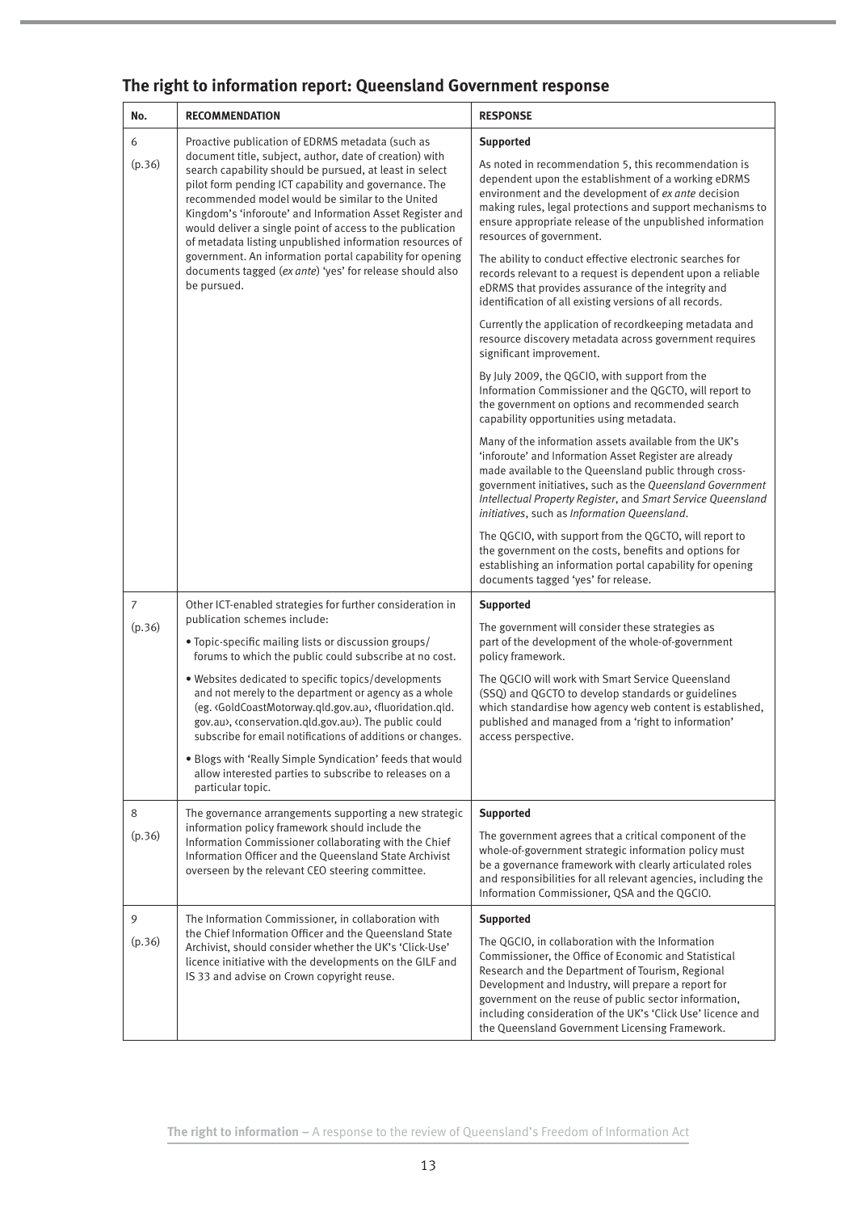## The right to information report: Queensland Government response

| No. | RECOMMENDATION | RESPONSE |
|---|---|---|
| 6<br>(p.36) | Proactive publication of EDRMS metadata (such as document title, subject, author, date of creation) with search capability should be pursued, at least in select pilot form pending ICT capability and governance. The recommended model would be similar to the United Kingdom's 'inforoute' and Information Asset Register and would deliver a single point of access to the publication of metadata listing unpublished information resources of government. An information portal capability for opening documents tagged (*ex ante*) 'yes' for release should also be pursued. | **Supported**<br>As noted in recommendation 5, this recommendation is dependent upon the establishment of a working eDRMS environment and the development of *ex ante* decision making rules, legal protections and support mechanisms to ensure appropriate release of the unpublished information resources of government.<br>The ability to conduct effective electronic searches for records relevant to a request is dependent upon a reliable eDRMS that provides assurance of the integrity and identification of all existing versions of all records.<br>Currently the application of recordkeeping metadata and resource discovery metadata across government requires significant improvement.<br>By July 2009, the QGCIO, with support from the Information Commissioner and the QGCTO, will report to the government on options and recommended search capability opportunities using metadata.<br>Many of the information assets available from the UK's 'inforoute' and Information Asset Register are already made available to the Queensland public through cross-government initiatives, such as the *Queensland Government Intellectual Property Register*, and *Smart Service Queensland initiatives*, such as *Information Queensland*.<br>The QGCIO, with support from the QGCTO, will report to the government on the costs, benefits and options for establishing an information portal capability for opening documents tagged 'yes' for release. |
| 7<br>(p.36) | Other ICT-enabled strategies for further consideration in publication schemes include:<br>• Topic-specific mailing lists or discussion groups/ forums to which the public could subscribe at no cost.<br>• Websites dedicated to specific topics/developments and not merely to the department or agency as a whole (eg. ‹GoldCoastMotorway.qld.gov.au›, ‹fluoridation.qld.gov.au›, ‹conservation.qld.gov.au›). The public could subscribe for email notifications of additions or changes.<br>• Blogs with 'Really Simple Syndication' feeds that would allow interested parties to subscribe to releases on a particular topic. | **Supported**<br>The government will consider these strategies as part of the development of the whole-of-government policy framework.<br>The QGCIO will work with Smart Service Queensland (SSQ) and QGCTO to develop standards or guidelines which standardise how agency web content is established, published and managed from a 'right to information' access perspective. |
| 8<br>(p.36) | The governance arrangements supporting a new strategic information policy framework should include the Information Commissioner collaborating with the Chief Information Officer and the Queensland State Archivist overseen by the relevant CEO steering committee. | **Supported**<br>The government agrees that a critical component of the whole-of-government strategic information policy must be a governance framework with clearly articulated roles and responsibilities for all relevant agencies, including the Information Commissioner, QSA and the QGCIO. |
| 9<br>(p.36) | The Information Commissioner, in collaboration with the Chief Information Officer and the Queensland State Archivist, should consider whether the UK's 'Click-Use' licence initiative with the developments on the GILF and IS 33 and advise on Crown copyright reuse. | **Supported**<br>The QGCIO, in collaboration with the Information Commissioner, the Office of Economic and Statistical Research and the Department of Tourism, Regional Development and Industry, will prepare a report for government on the reuse of public sector information, including consideration of the UK's 'Click Use' licence and the Queensland Government Licensing Framework. |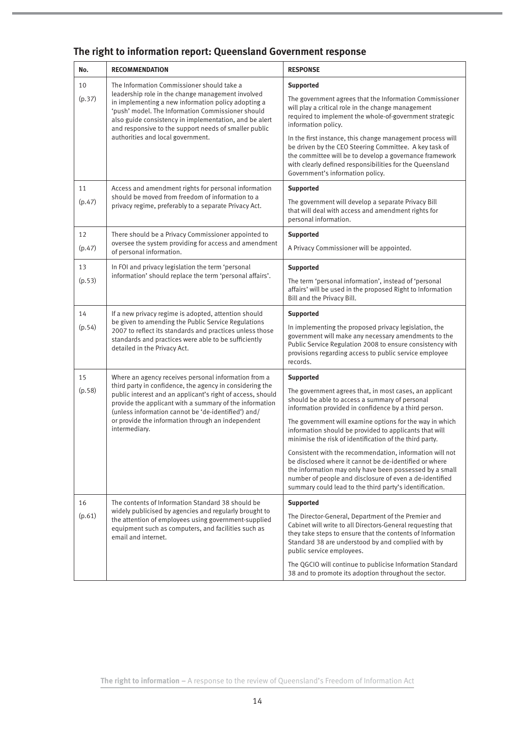## The right to information report: Queensland Government response

| No. | RECOMMENDATION | RESPONSE |
|---|---|---|
| 10 (p.37) | The Information Commissioner should take a leadership role in the change management involved in implementing a new information policy adopting a 'push' model. The Information Commissioner should also guide consistency in implementation, and be alert and responsive to the support needs of smaller public authorities and local government. | **Supported**<br><br>The government agrees that the Information Commissioner will play a critical role in the change management required to implement the whole-of-government strategic information policy.<br><br>In the first instance, this change management process will be driven by the CEO Steering Committee. A key task of the committee will be to develop a governance framework with clearly defined responsibilities for the Queensland Government's information policy. |
| 11 (p.47) | Access and amendment rights for personal information should be moved from freedom of information to a privacy regime, preferably to a separate Privacy Act. | **Supported**<br><br>The government will develop a separate Privacy Bill that will deal with access and amendment rights for personal information. |
| 12 (p.47) | There should be a Privacy Commissioner appointed to oversee the system providing for access and amendment of personal information. | **Supported**<br><br>A Privacy Commissioner will be appointed. |
| 13 (p.53) | In FOI and privacy legislation the term 'personal information' should replace the term 'personal affairs'. | **Supported**<br><br>The term 'personal information', instead of 'personal affairs' will be used in the proposed Right to Information Bill and the Privacy Bill. |
| 14 (p.54) | If a new privacy regime is adopted, attention should be given to amending the Public Service Regulations 2007 to reflect its standards and practices unless those standards and practices were able to be sufficiently detailed in the Privacy Act. | **Supported**<br><br>In implementing the proposed privacy legislation, the government will make any necessary amendments to the Public Service Regulation 2008 to ensure consistency with provisions regarding access to public service employee records. |
| 15 (p.58) | Where an agency receives personal information from a third party in confidence, the agency in considering the public interest and an applicant's right of access, should provide the applicant with a summary of the information (unless information cannot be 'de-identified') and/or provide the information through an independent intermediary. | **Supported**<br><br>The government agrees that, in most cases, an applicant should be able to access a summary of personal information provided in confidence by a third person.<br><br>The government will examine options for the way in which information should be provided to applicants that will minimise the risk of identification of the third party.<br><br>Consistent with the recommendation, information will not be disclosed where it cannot be de-identified or where the information may only have been possessed by a small number of people and disclosure of even a de-identified summary could lead to the third party's identification. |
| 16 (p.61) | The contents of Information Standard 38 should be widely publicised by agencies and regularly brought to the attention of employees using government-supplied equipment such as computers, and facilities such as email and internet. | **Supported**<br><br>The Director-General, Department of the Premier and Cabinet will write to all Directors-General requesting that they take steps to ensure that the contents of Information Standard 38 are understood by and complied with by public service employees.<br><br>The QGCIO will continue to publicise Information Standard 38 and to promote its adoption throughout the sector. |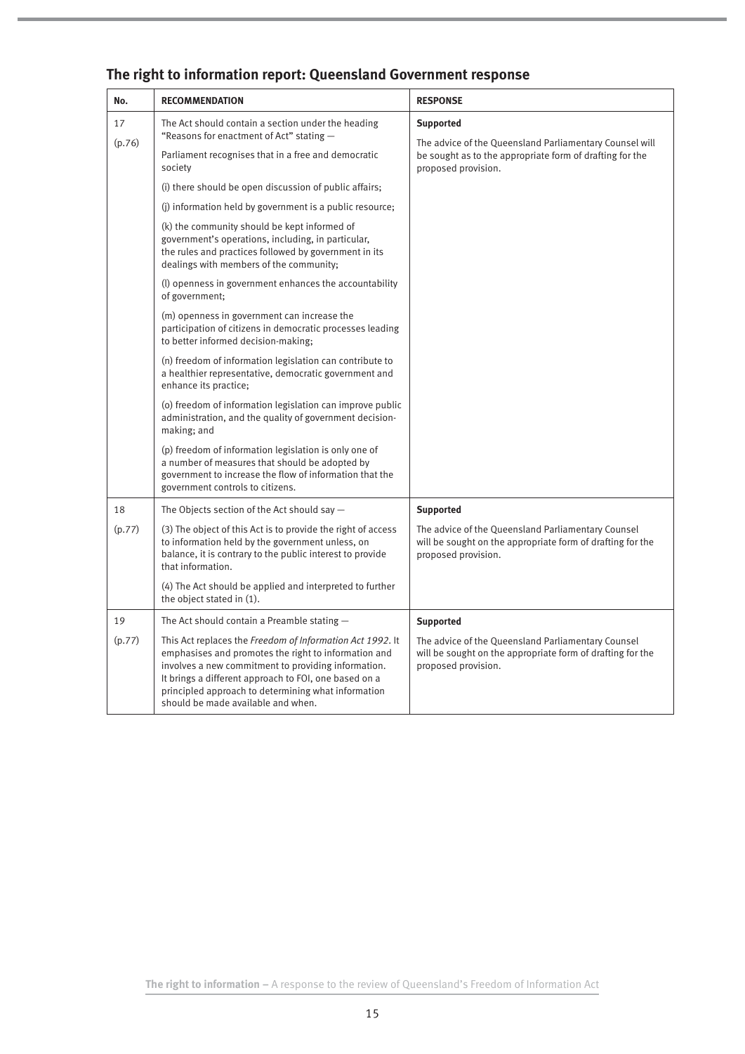## The right to information report: Queensland Government response

| No. | RECOMMENDATION | RESPONSE |
|---|---|---|
| 17<br>(p.76) | The Act should contain a section under the heading "Reasons for enactment of Act" stating —<br>Parliament recognises that in a free and democratic society<br>(i) there should be open discussion of public affairs;<br>(j) information held by government is a public resource;<br>(k) the community should be kept informed of government's operations, including, in particular, the rules and practices followed by government in its dealings with members of the community;<br>(l) openness in government enhances the accountability of government;<br>(m) openness in government can increase the participation of citizens in democratic processes leading to better informed decision-making;<br>(n) freedom of information legislation can contribute to a healthier representative, democratic government and enhance its practice;<br>(o) freedom of information legislation can improve public administration, and the quality of government decision-making; and<br>(p) freedom of information legislation is only one of a number of measures that should be adopted by government to increase the flow of information that the government controls to citizens. | **Supported**<br>The advice of the Queensland Parliamentary Counsel will be sought as to the appropriate form of drafting for the proposed provision. |
| 18<br>(p.77) | The Objects section of the Act should say —<br>(3) The object of this Act is to provide the right of access to information held by the government unless, on balance, it is contrary to the public interest to provide that information.<br>(4) The Act should be applied and interpreted to further the object stated in (1). | **Supported**<br>The advice of the Queensland Parliamentary Counsel will be sought on the appropriate form of drafting for the proposed provision. |
| 19<br>(p.77) | The Act should contain a Preamble stating —<br>This Act replaces the *Freedom of Information Act 1992*. It emphasises and promotes the right to information and involves a new commitment to providing information. It brings a different approach to FOI, one based on a principled approach to determining what information should be made available and when. | **Supported**<br>The advice of the Queensland Parliamentary Counsel will be sought on the appropriate form of drafting for the proposed provision. |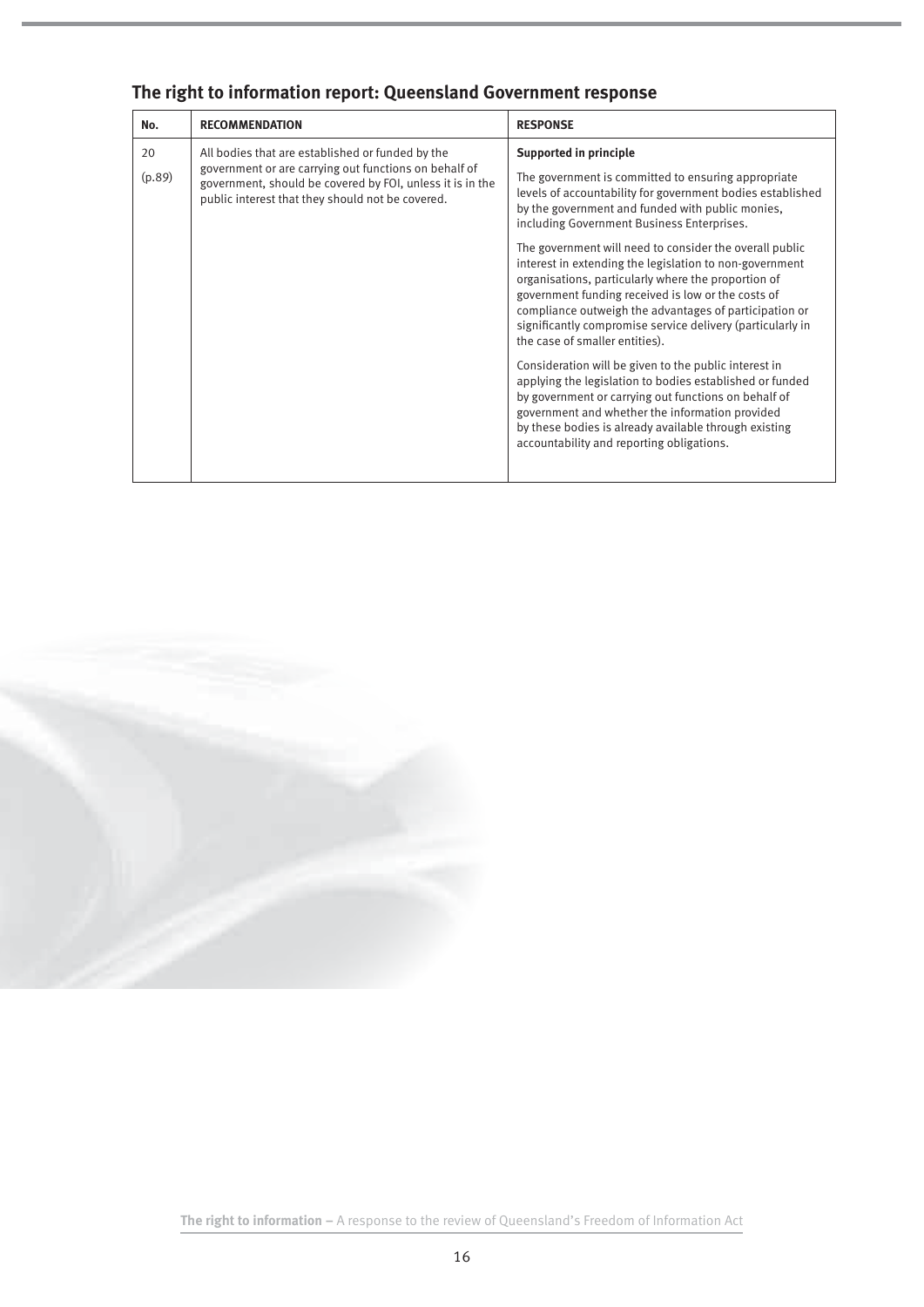## The right to information report: Queensland Government response

| No. | RECOMMENDATION | RESPONSE |
|---|---|---|
| 20<br>(p.89) | All bodies that are established or funded by the government or are carrying out functions on behalf of government, should be covered by FOI, unless it is in the public interest that they should not be covered. | **Supported in principle**<br><br>The government is committed to ensuring appropriate levels of accountability for government bodies established by the government and funded with public monies, including Government Business Enterprises.<br><br>The government will need to consider the overall public interest in extending the legislation to non-government organisations, particularly where the proportion of government funding received is low or the costs of compliance outweigh the advantages of participation or significantly compromise service delivery (particularly in the case of smaller entities).<br><br>Consideration will be given to the public interest in applying the legislation to bodies established or funded by government or carrying out functions on behalf of government and whether the information provided by these bodies is already available through existing accountability and reporting obligations. |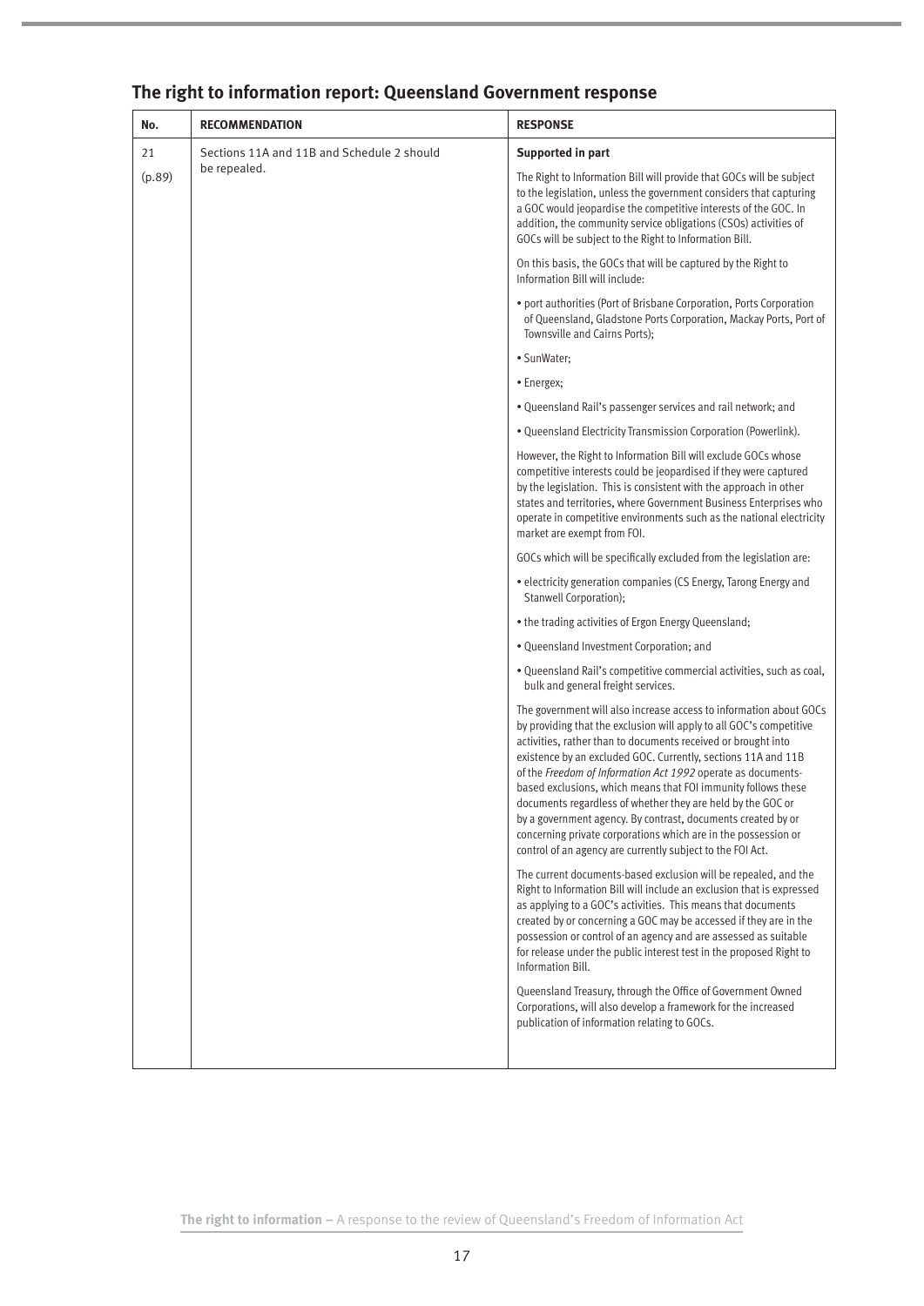## The right to information report: Queensland Government response

| No. | RECOMMENDATION | RESPONSE |
|---|---|---|
| 21 (p.89) | Sections 11A and 11B and Schedule 2 should be repealed. | **Supported in part**<br><br>The Right to Information Bill will provide that GOCs will be subject to the legislation, unless the government considers that capturing a GOC would jeopardise the competitive interests of the GOC. In addition, the community service obligations (CSOs) activities of GOCs will be subject to the Right to Information Bill.<br><br>On this basis, the GOCs that will be captured by the Right to Information Bill will include:<br><br>• port authorities (Port of Brisbane Corporation, Ports Corporation of Queensland, Gladstone Ports Corporation, Mackay Ports, Port of Townsville and Cairns Ports);<br><br>• SunWater;<br><br>• Energex;<br><br>• Queensland Rail's passenger services and rail network; and<br><br>• Queensland Electricity Transmission Corporation (Powerlink).<br><br>However, the Right to Information Bill will exclude GOCs whose competitive interests could be jeopardised if they were captured by the legislation. This is consistent with the approach in other states and territories, where Government Business Enterprises who operate in competitive environments such as the national electricity market are exempt from FOI.<br><br>GOCs which will be specifically excluded from the legislation are:<br><br>• electricity generation companies (CS Energy, Tarong Energy and Stanwell Corporation);<br><br>• the trading activities of Ergon Energy Queensland;<br><br>• Queensland Investment Corporation; and<br><br>• Queensland Rail's competitive commercial activities, such as coal, bulk and general freight services.<br><br>The government will also increase access to information about GOCs by providing that the exclusion will apply to all GOC's competitive activities, rather than to documents received or brought into existence by an excluded GOC. Currently, sections 11A and 11B of the *Freedom of Information Act 1992* operate as documents-based exclusions, which means that FOI immunity follows these documents regardless of whether they are held by the GOC or by a government agency. By contrast, documents created by or concerning private corporations which are in the possession or control of an agency are currently subject to the FOI Act.<br><br>The current documents-based exclusion will be repealed, and the Right to Information Bill will include an exclusion that is expressed as applying to a GOC's activities. This means that documents created by or concerning a GOC may be accessed if they are in the possession or control of an agency and are assessed as suitable for release under the public interest test in the proposed Right to Information Bill.<br><br>Queensland Treasury, through the Office of Government Owned Corporations, will also develop a framework for the increased publication of information relating to GOCs. |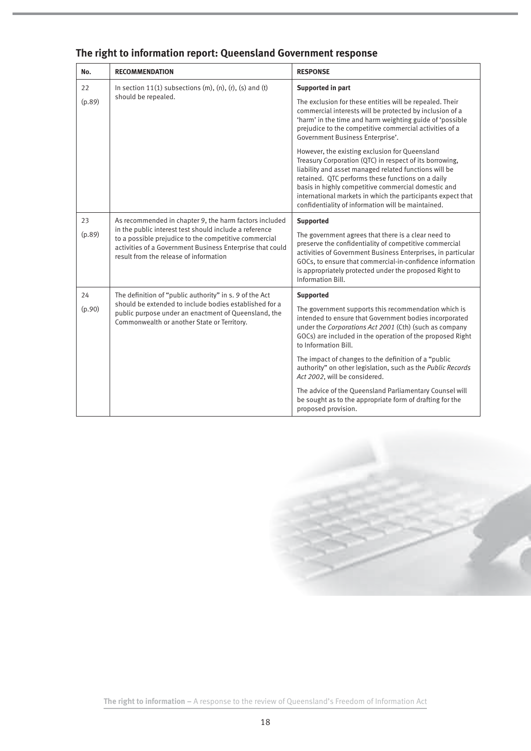## The right to information report: Queensland Government response

| No. | RECOMMENDATION | RESPONSE |
|---|---|---|
| 22 (p.89) | In section 11(1) subsections (m), (n), (r), (s) and (t) should be repealed. | **Supported in part** The exclusion for these entities will be repealed. Their commercial interests will be protected by inclusion of a 'harm' in the time and harm weighting guide of 'possible prejudice to the competitive commercial activities of a Government Business Enterprise'. However, the existing exclusion for Queensland Treasury Corporation (QTC) in respect of its borrowing, liability and asset managed related functions will be retained. QTC performs these functions on a daily basis in highly competitive commercial domestic and international markets in which the participants expect that confidentiality of information will be maintained. |
| 23 (p.89) | As recommended in chapter 9, the harm factors included in the public interest test should include a reference to a possible prejudice to the competitive commercial activities of a Government Business Enterprise that could result from the release of information | **Supported** The government agrees that there is a clear need to preserve the confidentiality of competitive commercial activities of Government Business Enterprises, in particular GOCs, to ensure that commercial-in-confidence information is appropriately protected under the proposed Right to Information Bill. |
| 24 (p.90) | The definition of "public authority" in s. 9 of the Act should be extended to include bodies established for a public purpose under an enactment of Queensland, the Commonwealth or another State or Territory. | **Supported** The government supports this recommendation which is intended to ensure that Government bodies incorporated under the *Corporations Act 2001* (Cth) (such as company GOCs) are included in the operation of the proposed Right to Information Bill. The impact of changes to the definition of a "public authority" on other legislation, such as the *Public Records Act 2002*, will be considered. The advice of the Queensland Parliamentary Counsel will be sought as to the appropriate form of drafting for the proposed provision. |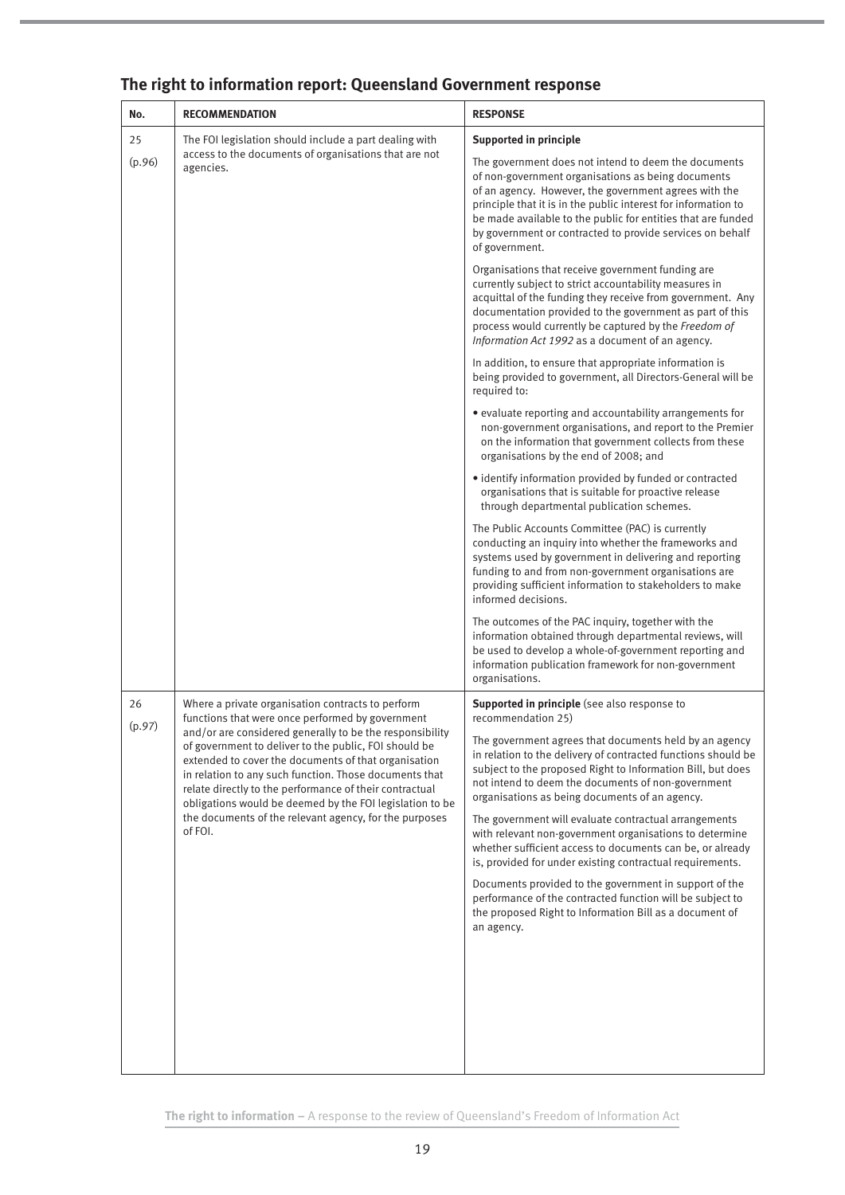## The right to information report: Queensland Government response

| No. | RECOMMENDATION | RESPONSE |
|---|---|---|
| 25<br>(p.96) | The FOI legislation should include a part dealing with access to the documents of organisations that are not agencies. | **Supported in principle**<br><br>The government does not intend to deem the documents of non-government organisations as being documents of an agency. However, the government agrees with the principle that it is in the public interest for information to be made available to the public for entities that are funded by government or contracted to provide services on behalf of government.<br><br>Organisations that receive government funding are currently subject to strict accountability measures in acquittal of the funding they receive from government. Any documentation provided to the government as part of this process would currently be captured by the *Freedom of Information Act 1992* as a document of an agency.<br><br>In addition, to ensure that appropriate information is being provided to government, all Directors-General will be required to:<br><br>• evaluate reporting and accountability arrangements for non-government organisations, and report to the Premier on the information that government collects from these organisations by the end of 2008; and<br><br>• identify information provided by funded or contracted organisations that is suitable for proactive release through departmental publication schemes.<br><br>The Public Accounts Committee (PAC) is currently conducting an inquiry into whether the frameworks and systems used by government in delivering and reporting funding to and from non-government organisations are providing sufficient information to stakeholders to make informed decisions.<br><br>The outcomes of the PAC inquiry, together with the information obtained through departmental reviews, will be used to develop a whole-of-government reporting and information publication framework for non-government organisations. |
| 26<br>(p.97) | Where a private organisation contracts to perform functions that were once performed by government and/or are considered generally to be the responsibility of government to deliver to the public, FOI should be extended to cover the documents of that organisation in relation to any such function. Those documents that relate directly to the performance of their contractual obligations would be deemed by the FOI legislation to be the documents of the relevant agency, for the purposes of FOI. | **Supported in principle** (see also response to recommendation 25)<br><br>The government agrees that documents held by an agency in relation to the delivery of contracted functions should be subject to the proposed Right to Information Bill, but does not intend to deem the documents of non-government organisations as being documents of an agency.<br><br>The government will evaluate contractual arrangements with relevant non-government organisations to determine whether sufficient access to documents can be, or already is, provided for under existing contractual requirements.<br><br>Documents provided to the government in support of the performance of the contracted function will be subject to the proposed Right to Information Bill as a document of an agency. |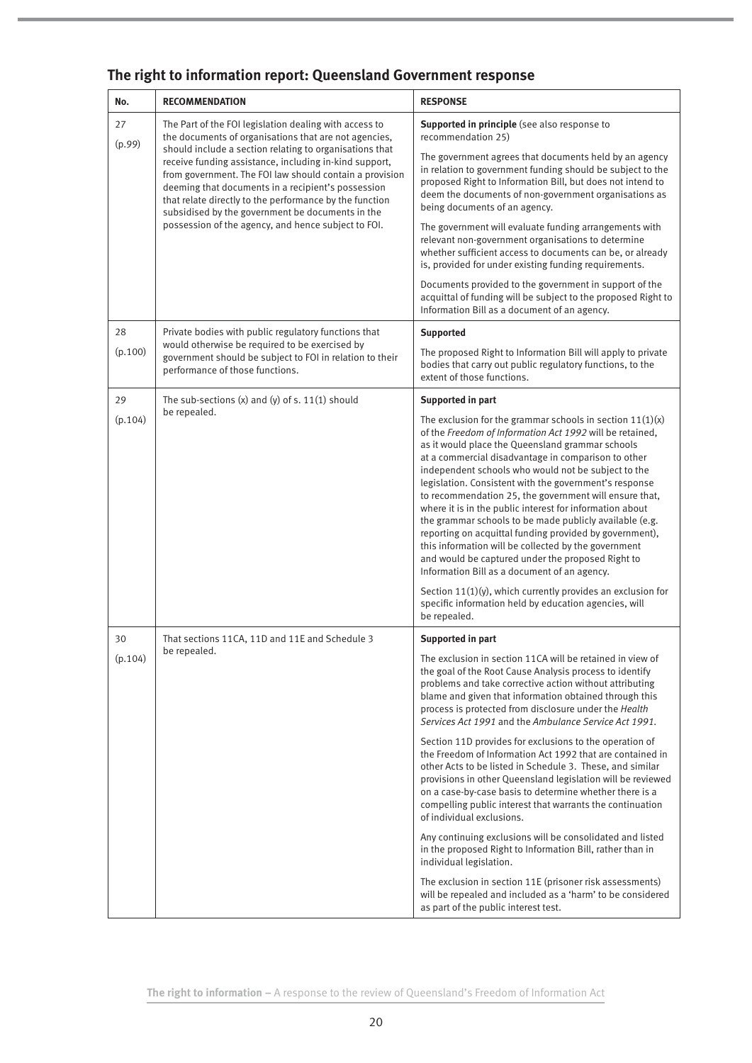## The right to information report: Queensland Government response

| No. | RECOMMENDATION | RESPONSE |
|---|---|---|
| 27 (p.99) | The Part of the FOI legislation dealing with access to the documents of organisations that are not agencies, should include a section relating to organisations that receive funding assistance, including in-kind support, from government. The FOI law should contain a provision deeming that documents in a recipient's possession that relate directly to the performance by the function subsidised by the government be documents in the possession of the agency, and hence subject to FOI. | **Supported in principle** (see also response to recommendation 25)<br><br>The government agrees that documents held by an agency in relation to government funding should be subject to the proposed Right to Information Bill, but does not intend to deem the documents of non-government organisations as being documents of an agency.<br><br>The government will evaluate funding arrangements with relevant non-government organisations to determine whether sufficient access to documents can be, or already is, provided for under existing funding requirements.<br><br>Documents provided to the government in support of the acquittal of funding will be subject to the proposed Right to Information Bill as a document of an agency. |
| 28 (p.100) | Private bodies with public regulatory functions that would otherwise be required to be exercised by government should be subject to FOI in relation to their performance of those functions. | **Supported**<br><br>The proposed Right to Information Bill will apply to private bodies that carry out public regulatory functions, to the extent of those functions. |
| 29 (p.104) | The sub-sections (x) and (y) of s. 11(1) should be repealed. | **Supported in part**<br><br>The exclusion for the grammar schools in section 11(1)(x) of the *Freedom of Information Act 1992* will be retained, as it would place the Queensland grammar schools at a commercial disadvantage in comparison to other independent schools who would not be subject to the legislation. Consistent with the government's response to recommendation 25, the government will ensure that, where it is in the public interest for information about the grammar schools to be made publicly available (e.g. reporting on acquittal funding provided by government), this information will be collected by the government and would be captured under the proposed Right to Information Bill as a document of an agency.<br><br>Section 11(1)(y), which currently provides an exclusion for specific information held by education agencies, will be repealed. |
| 30 (p.104) | That sections 11CA, 11D and 11E and Schedule 3 be repealed. | **Supported in part**<br><br>The exclusion in section 11CA will be retained in view of the goal of the Root Cause Analysis process to identify problems and take corrective action without attributing blame and given that information obtained through this process is protected from disclosure under the *Health Services Act 1991* and the *Ambulance Service Act 1991*.<br><br>Section 11D provides for exclusions to the operation of the Freedom of Information Act 1992 that are contained in other Acts to be listed in Schedule 3. These, and similar provisions in other Queensland legislation will be reviewed on a case-by-case basis to determine whether there is a compelling public interest that warrants the continuation of individual exclusions.<br><br>Any continuing exclusions will be consolidated and listed in the proposed Right to Information Bill, rather than in individual legislation.<br><br>The exclusion in section 11E (prisoner risk assessments) will be repealed and included as a 'harm' to be considered as part of the public interest test. |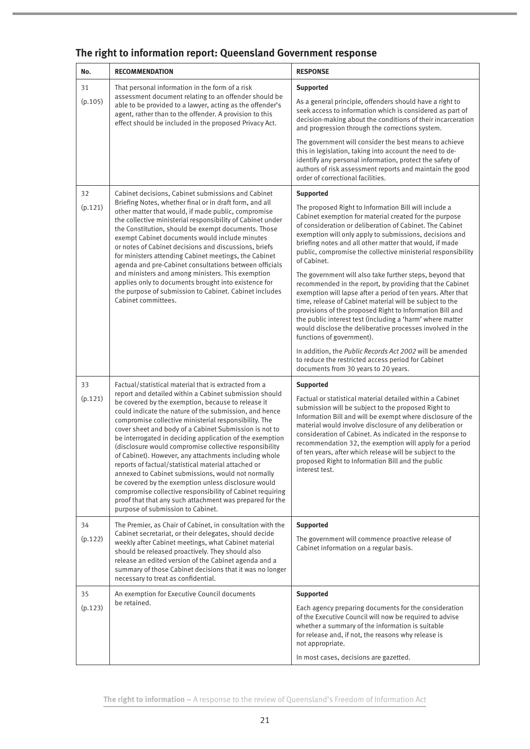## The right to information report: Queensland Government response

| No. | RECOMMENDATION | RESPONSE |
|---|---|---|
| 31 (p.105) | That personal information in the form of a risk assessment document relating to an offender should be able to be provided to a lawyer, acting as the offender's agent, rather than to the offender. A provision to this effect should be included in the proposed Privacy Act. | **Supported**<br><br>As a general principle, offenders should have a right to seek access to information which is considered as part of decision-making about the conditions of their incarceration and progression through the corrections system.<br><br>The government will consider the best means to achieve this in legislation, taking into account the need to de-identify any personal information, protect the safety of authors of risk assessment reports and maintain the good order of correctional facilities. |
| 32 (p.121) | Cabinet decisions, Cabinet submissions and Cabinet Briefing Notes, whether final or in draft form, and all other matter that would, if made public, compromise the collective ministerial responsibility of Cabinet under the Constitution, should be exempt documents. Those exempt Cabinet documents would include minutes or notes of Cabinet decisions and discussions, briefs for ministers attending Cabinet meetings, the Cabinet agenda and pre-Cabinet consultations between officials and ministers and among ministers. This exemption applies only to documents brought into existence for the purpose of submission to Cabinet. Cabinet includes Cabinet committees. | **Supported**<br><br>The proposed Right to Information Bill will include a Cabinet exemption for material created for the purpose of consideration or deliberation of Cabinet. The Cabinet exemption will only apply to submissions, decisions and briefing notes and all other matter that would, if made public, compromise the collective ministerial responsibility of Cabinet.<br><br>The government will also take further steps, beyond that recommended in the report, by providing that the Cabinet exemption will lapse after a period of ten years. After that time, release of Cabinet material will be subject to the provisions of the proposed Right to Information Bill and the public interest test (including a 'harm' where matter would disclose the deliberative processes involved in the functions of government).<br><br>In addition, the *Public Records Act 2002* will be amended to reduce the restricted access period for Cabinet documents from 30 years to 20 years. |
| 33 (p.121) | Factual/statistical material that is extracted from a report and detailed within a Cabinet submission should be covered by the exemption, because to release it could indicate the nature of the submission, and hence compromise collective ministerial responsibility. The cover sheet and body of a Cabinet Submission is not to be interrogated in deciding application of the exemption (disclosure would compromise collective responsibility of Cabinet). However, any attachments including whole reports of factual/statistical material attached or annexed to Cabinet submissions, would not normally be covered by the exemption unless disclosure would compromise collective responsibility of Cabinet requiring proof that that any such attachment was prepared for the purpose of submission to Cabinet. | **Supported**<br><br>Factual or statistical material detailed within a Cabinet submission will be subject to the proposed Right to Information Bill and will be exempt where disclosure of the material would involve disclosure of any deliberation or consideration of Cabinet. As indicated in the response to recommendation 32, the exemption will apply for a period of ten years, after which release will be subject to the proposed Right to Information Bill and the public interest test. |
| 34 (p.122) | The Premier, as Chair of Cabinet, in consultation with the Cabinet secretariat, or their delegates, should decide weekly after Cabinet meetings, what Cabinet material should be released proactively. They should also release an edited version of the Cabinet agenda and a summary of those Cabinet decisions that it was no longer necessary to treat as confidential. | **Supported**<br><br>The government will commence proactive release of Cabinet information on a regular basis. |
| 35 (p.123) | An exemption for Executive Council documents be retained. | **Supported**<br><br>Each agency preparing documents for the consideration of the Executive Council will now be required to advise whether a summary of the information is suitable for release and, if not, the reasons why release is not appropriate.<br><br>In most cases, decisions are gazetted. |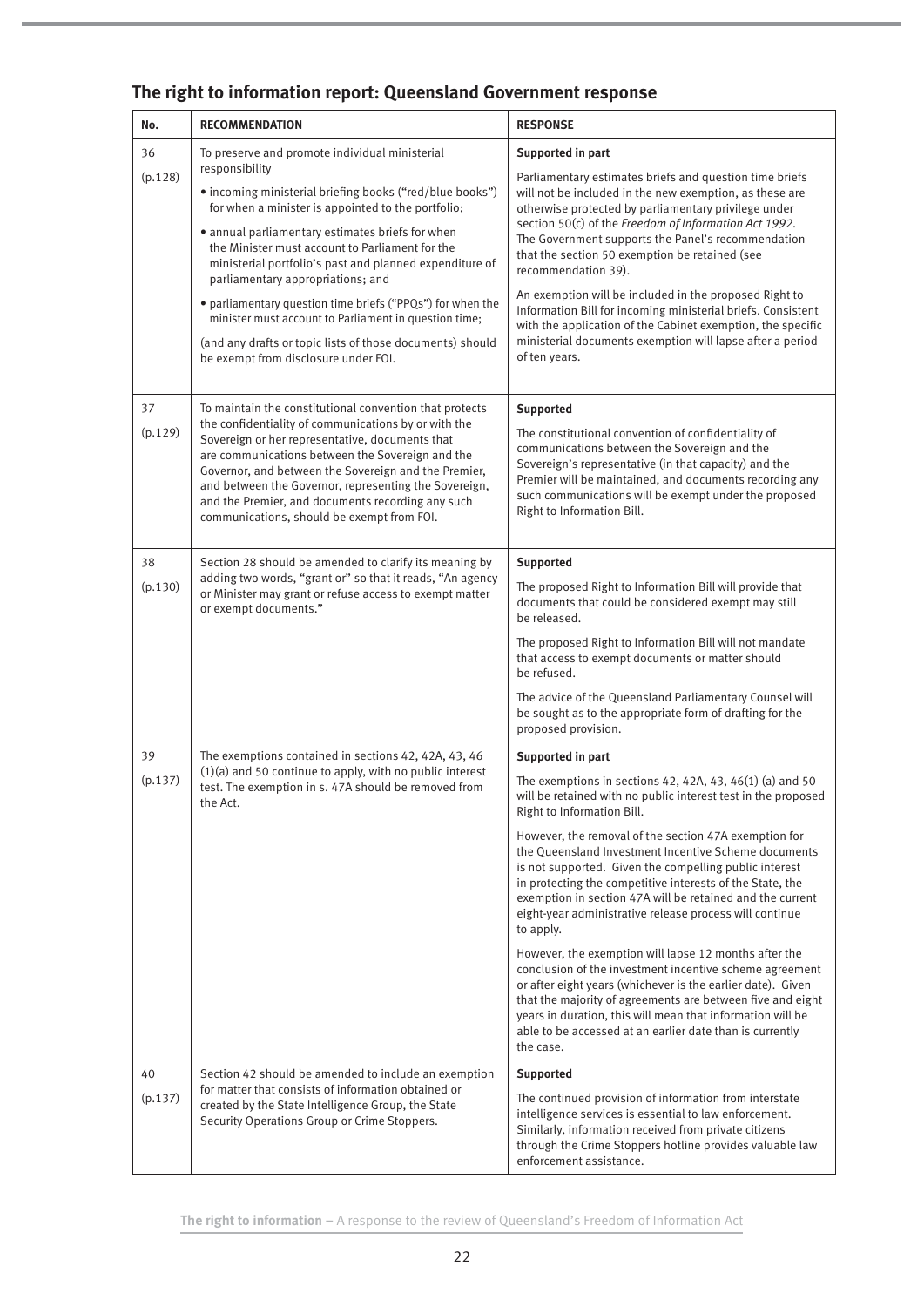## The right to information report: Queensland Government response

| No. | RECOMMENDATION | RESPONSE |
|---|---|---|
| 36<br>(p.128) | To preserve and promote individual ministerial responsibility<br>• incoming ministerial briefing books ("red/blue books") for when a minister is appointed to the portfolio;<br>• annual parliamentary estimates briefs for when the Minister must account to Parliament for the ministerial portfolio's past and planned expenditure of parliamentary appropriations; and<br>• parliamentary question time briefs ("PPQs") for when the minister must account to Parliament in question time;<br>(and any drafts or topic lists of those documents) should be exempt from disclosure under FOI. | **Supported in part**<br>Parliamentary estimates briefs and question time briefs will not be included in the new exemption, as these are otherwise protected by parliamentary privilege under section 50(c) of the *Freedom of Information Act 1992*. The Government supports the Panel's recommendation that the section 50 exemption be retained (see recommendation 39).<br>An exemption will be included in the proposed Right to Information Bill for incoming ministerial briefs. Consistent with the application of the Cabinet exemption, the specific ministerial documents exemption will lapse after a period of ten years. |
| 37<br>(p.129) | To maintain the constitutional convention that protects the confidentiality of communications by or with the Sovereign or her representative, documents that are communications between the Sovereign and the Governor, and between the Sovereign and the Premier, and between the Governor, representing the Sovereign, and the Premier, and documents recording any such communications, should be exempt from FOI. | **Supported**<br>The constitutional convention of confidentiality of communications between the Sovereign and the Sovereign's representative (in that capacity) and the Premier will be maintained, and documents recording any such communications will be exempt under the proposed Right to Information Bill. |
| 38<br>(p.130) | Section 28 should be amended to clarify its meaning by adding two words, "grant or" so that it reads, "An agency or Minister may grant or refuse access to exempt matter or exempt documents." | **Supported**<br>The proposed Right to Information Bill will provide that documents that could be considered exempt may still be released.<br>The proposed Right to Information Bill will not mandate that access to exempt documents or matter should be refused.<br>The advice of the Queensland Parliamentary Counsel will be sought as to the appropriate form of drafting for the proposed provision. |
| 39<br>(p.137) | The exemptions contained in sections 42, 42A, 43, 46 (1)(a) and 50 continue to apply, with no public interest test. The exemption in s. 47A should be removed from the Act. | **Supported in part**<br>The exemptions in sections 42, 42A, 43, 46(1) (a) and 50 will be retained with no public interest test in the proposed Right to Information Bill.<br>However, the removal of the section 47A exemption for the Queensland Investment Incentive Scheme documents is not supported. Given the compelling public interest in protecting the competitive interests of the State, the exemption in section 47A will be retained and the current eight-year administrative release process will continue to apply.<br>However, the exemption will lapse 12 months after the conclusion of the investment incentive scheme agreement or after eight years (whichever is the earlier date). Given that the majority of agreements are between five and eight years in duration, this will mean that information will be able to be accessed at an earlier date than is currently the case. |
| 40<br>(p.137) | Section 42 should be amended to include an exemption for matter that consists of information obtained or created by the State Intelligence Group, the State Security Operations Group or Crime Stoppers. | **Supported**<br>The continued provision of information from interstate intelligence services is essential to law enforcement. Similarly, information received from private citizens through the Crime Stoppers hotline provides valuable law enforcement assistance. |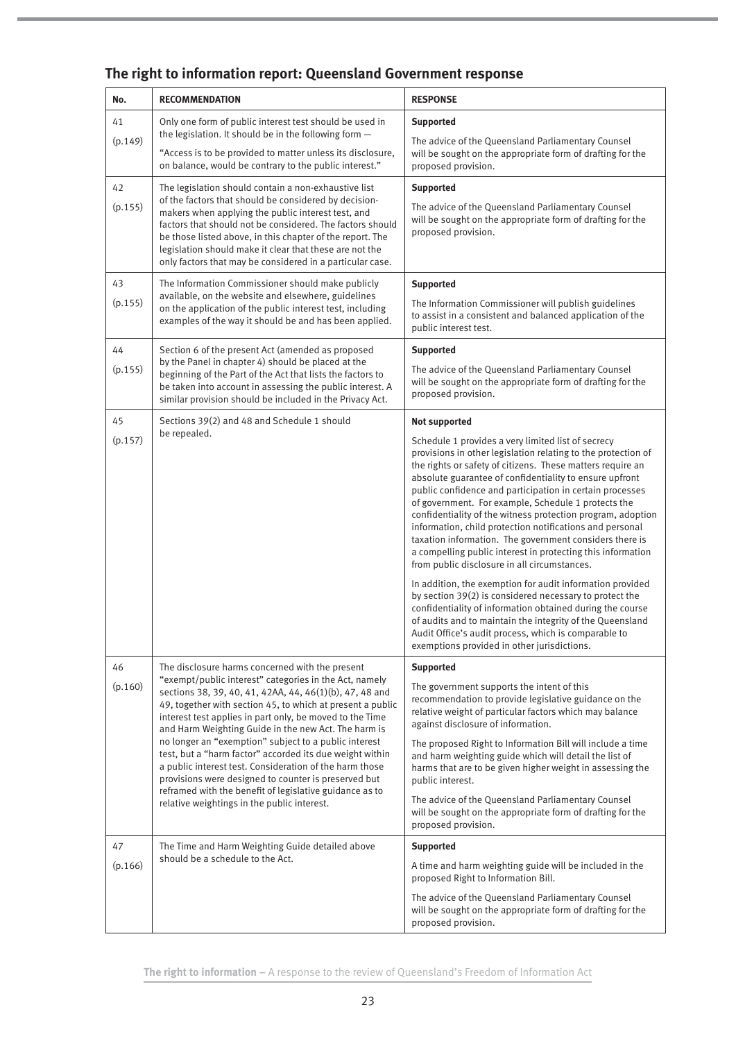## The right to information report: Queensland Government response

| No. | RECOMMENDATION | RESPONSE |
|---|---|---|
| 41 (p.149) | Only one form of public interest test should be used in the legislation. It should be in the following form — "Access is to be provided to matter unless its disclosure, on balance, would be contrary to the public interest." | **Supported** The advice of the Queensland Parliamentary Counsel will be sought on the appropriate form of drafting for the proposed provision. |
| 42 (p.155) | The legislation should contain a non-exhaustive list of the factors that should be considered by decision-makers when applying the public interest test, and factors that should not be considered. The factors should be those listed above, in this chapter of the report. The legislation should make it clear that these are not the only factors that may be considered in a particular case. | **Supported** The advice of the Queensland Parliamentary Counsel will be sought on the appropriate form of drafting for the proposed provision. |
| 43 (p.155) | The Information Commissioner should make publicly available, on the website and elsewhere, guidelines on the application of the public interest test, including examples of the way it should be and has been applied. | **Supported** The Information Commissioner will publish guidelines to assist in a consistent and balanced application of the public interest test. |
| 44 (p.155) | Section 6 of the present Act (amended as proposed by the Panel in chapter 4) should be placed at the beginning of the Part of the Act that lists the factors to be taken into account in assessing the public interest. A similar provision should be included in the Privacy Act. | **Supported** The advice of the Queensland Parliamentary Counsel will be sought on the appropriate form of drafting for the proposed provision. |
| 45 (p.157) | Sections 39(2) and 48 and Schedule 1 should be repealed. | **Not supported** Schedule 1 provides a very limited list of secrecy provisions in other legislation relating to the protection of the rights or safety of citizens. These matters require an absolute guarantee of confidentiality to ensure upfront public confidence and participation in certain processes of government. For example, Schedule 1 protects the confidentiality of the witness protection program, adoption information, child protection notifications and personal taxation information. The government considers there is a compelling public interest in protecting this information from public disclosure in all circumstances. In addition, the exemption for audit information provided by section 39(2) is considered necessary to protect the confidentiality of information obtained during the course of audits and to maintain the integrity of the Queensland Audit Office's audit process, which is comparable to exemptions provided in other jurisdictions. |
| 46 (p.160) | The disclosure harms concerned with the present "exempt/public interest" categories in the Act, namely sections 38, 39, 40, 41, 42AA, 44, 46(1)(b), 47, 48 and 49, together with section 45, to which at present a public interest test applies in part only, be moved to the Time and Harm Weighting Guide in the new Act. The harm is no longer an "exemption" subject to a public interest test, but a "harm factor" accorded its due weight within a public interest test. Consideration of the harm those provisions were designed to counter is preserved but reframed with the benefit of legislative guidance as to relative weightings in the public interest. | **Supported** The government supports the intent of this recommendation to provide legislative guidance on the relative weight of particular factors which may balance against disclosure of information. The proposed Right to Information Bill will include a time and harm weighting guide which will detail the list of harms that are to be given higher weight in assessing the public interest. The advice of the Queensland Parliamentary Counsel will be sought on the appropriate form of drafting for the proposed provision. |
| 47 (p.166) | The Time and Harm Weighting Guide detailed above should be a schedule to the Act. | **Supported** A time and harm weighting guide will be included in the proposed Right to Information Bill. The advice of the Queensland Parliamentary Counsel will be sought on the appropriate form of drafting for the proposed provision. |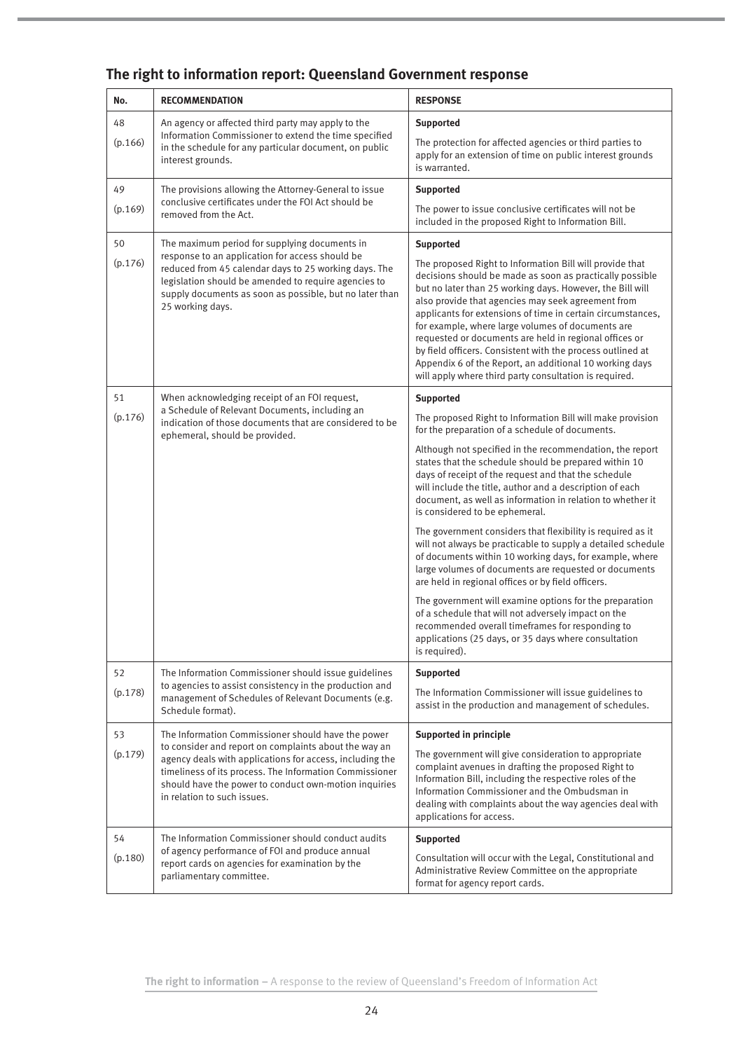## The right to information report: Queensland Government response

| No. | RECOMMENDATION | RESPONSE |
|---|---|---|
| 48 (p.166) | An agency or affected third party may apply to the Information Commissioner to extend the time specified in the schedule for any particular document, on public interest grounds. | **Supported** The protection for affected agencies or third parties to apply for an extension of time on public interest grounds is warranted. |
| 49 (p.169) | The provisions allowing the Attorney-General to issue conclusive certificates under the FOI Act should be removed from the Act. | **Supported** The power to issue conclusive certificates will not be included in the proposed Right to Information Bill. |
| 50 (p.176) | The maximum period for supplying documents in response to an application for access should be reduced from 45 calendar days to 25 working days. The legislation should be amended to require agencies to supply documents as soon as possible, but no later than 25 working days. | **Supported** The proposed Right to Information Bill will provide that decisions should be made as soon as practically possible but no later than 25 working days. However, the Bill will also provide that agencies may seek agreement from applicants for extensions of time in certain circumstances, for example, where large volumes of documents are requested or documents are held in regional offices or by field officers. Consistent with the process outlined at Appendix 6 of the Report, an additional 10 working days will apply where third party consultation is required. |
| 51 (p.176) | When acknowledging receipt of an FOI request, a Schedule of Relevant Documents, including an indication of those documents that are considered to be ephemeral, should be provided. | **Supported** The proposed Right to Information Bill will make provision for the preparation of a schedule of documents. Although not specified in the recommendation, the report states that the schedule should be prepared within 10 days of receipt of the request and that the schedule will include the title, author and a description of each document, as well as information in relation to whether it is considered to be ephemeral. The government considers that flexibility is required as it will not always be practicable to supply a detailed schedule of documents within 10 working days, for example, where large volumes of documents are requested or documents are held in regional offices or by field officers. The government will examine options for the preparation of a schedule that will not adversely impact on the recommended overall timeframes for responding to applications (25 days, or 35 days where consultation is required). |
| 52 (p.178) | The Information Commissioner should issue guidelines to agencies to assist consistency in the production and management of Schedules of Relevant Documents (e.g. Schedule format). | **Supported** The Information Commissioner will issue guidelines to assist in the production and management of schedules. |
| 53 (p.179) | The Information Commissioner should have the power to consider and report on complaints about the way an agency deals with applications for access, including the timeliness of its process. The Information Commissioner should have the power to conduct own-motion inquiries in relation to such issues. | **Supported in principle** The government will give consideration to appropriate complaint avenues in drafting the proposed Right to Information Bill, including the respective roles of the Information Commissioner and the Ombudsman in dealing with complaints about the way agencies deal with applications for access. |
| 54 (p.180) | The Information Commissioner should conduct audits of agency performance of FOI and produce annual report cards on agencies for examination by the parliamentary committee. | **Supported** Consultation will occur with the Legal, Constitutional and Administrative Review Committee on the appropriate format for agency report cards. |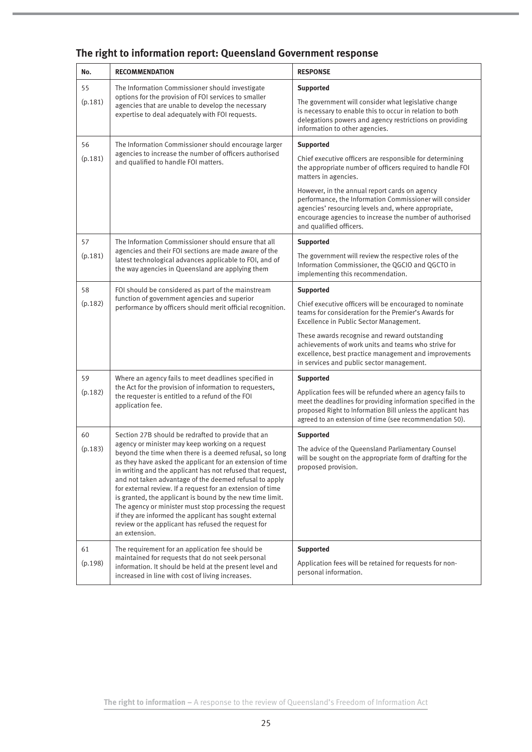## The right to information report: Queensland Government response

| No. | RECOMMENDATION | RESPONSE |
|---|---|---|
| 55 (p.181) | The Information Commissioner should investigate options for the provision of FOI services to smaller agencies that are unable to develop the necessary expertise to deal adequately with FOI requests. | **Supported**<br><br>The government will consider what legislative change is necessary to enable this to occur in relation to both delegations powers and agency restrictions on providing information to other agencies. |
| 56 (p.181) | The Information Commissioner should encourage larger agencies to increase the number of officers authorised and qualified to handle FOI matters. | **Supported**<br><br>Chief executive officers are responsible for determining the appropriate number of officers required to handle FOI matters in agencies.<br><br>However, in the annual report cards on agency performance, the Information Commissioner will consider agencies' resourcing levels and, where appropriate, encourage agencies to increase the number of authorised and qualified officers. |
| 57 (p.181) | The Information Commissioner should ensure that all agencies and their FOI sections are made aware of the latest technological advances applicable to FOI, and of the way agencies in Queensland are applying them | **Supported**<br><br>The government will review the respective roles of the Information Commissioner, the QGCIO and QGCTO in implementing this recommendation. |
| 58 (p.182) | FOI should be considered as part of the mainstream function of government agencies and superior performance by officers should merit official recognition. | **Supported**<br><br>Chief executive officers will be encouraged to nominate teams for consideration for the Premier's Awards for Excellence in Public Sector Management.<br><br>These awards recognise and reward outstanding achievements of work units and teams who strive for excellence, best practice management and improvements in services and public sector management. |
| 59 (p.182) | Where an agency fails to meet deadlines specified in the Act for the provision of information to requesters, the requester is entitled to a refund of the FOI application fee. | **Supported**<br><br>Application fees will be refunded where an agency fails to meet the deadlines for providing information specified in the proposed Right to Information Bill unless the applicant has agreed to an extension of time (see recommendation 50). |
| 60 (p.183) | Section 27B should be redrafted to provide that an agency or minister may keep working on a request beyond the time when there is a deemed refusal, so long as they have asked the applicant for an extension of time in writing and the applicant has not refused that request, and not taken advantage of the deemed refusal to apply for external review. If a request for an extension of time is granted, the applicant is bound by the new time limit. The agency or minister must stop processing the request if they are informed the applicant has sought external review or the applicant has refused the request for an extension. | **Supported**<br><br>The advice of the Queensland Parliamentary Counsel will be sought on the appropriate form of drafting for the proposed provision. |
| 61 (p.198) | The requirement for an application fee should be maintained for requests that do not seek personal information. It should be held at the present level and increased in line with cost of living increases. | **Supported**<br><br>Application fees will be retained for requests for non-personal information. |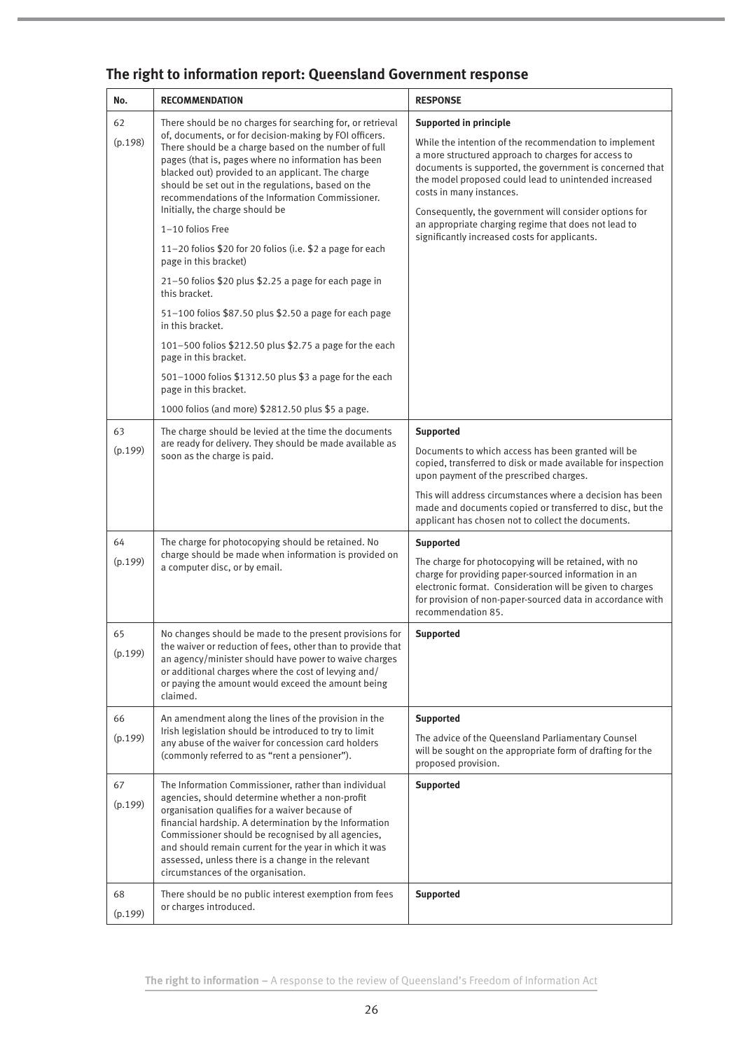## The right to information report: Queensland Government response

| No. | RECOMMENDATION | RESPONSE |
|---|---|---|
| 62 (p.198) | There should be no charges for searching for, or retrieval of, documents, or for decision-making by FOI officers. There should be a charge based on the number of full pages (that is, pages where no information has been blacked out) provided to an applicant. The charge should be set out in the regulations, based on the recommendations of the Information Commissioner. Initially, the charge should be<br><br>1–10 folios Free<br><br>11–20 folios $20 for 20 folios (i.e. $2 a page for each page in this bracket)<br><br>21–50 folios $20 plus $2.25 a page for each page in this bracket.<br><br>51–100 folios $87.50 plus $2.50 a page for each page in this bracket.<br><br>101–500 folios $212.50 plus $2.75 a page for the each page in this bracket.<br><br>501–1000 folios $1312.50 plus $3 a page for the each page in this bracket.<br><br>1000 folios (and more) $2812.50 plus $5 a page. | **Supported in principle**<br><br>While the intention of the recommendation to implement a more structured approach to charges for access to documents is supported, the government is concerned that the model proposed could lead to unintended increased costs in many instances.<br><br>Consequently, the government will consider options for an appropriate charging regime that does not lead to significantly increased costs for applicants. |
| 63 (p.199) | The charge should be levied at the time the documents are ready for delivery. They should be made available as soon as the charge is paid. | **Supported**<br><br>Documents to which access has been granted will be copied, transferred to disk or made available for inspection upon payment of the prescribed charges.<br><br>This will address circumstances where a decision has been made and documents copied or transferred to disc, but the applicant has chosen not to collect the documents. |
| 64 (p.199) | The charge for photocopying should be retained. No charge should be made when information is provided on a computer disc, or by email. | **Supported**<br><br>The charge for photocopying will be retained, with no charge for providing paper-sourced information in an electronic format. Consideration will be given to charges for provision of non-paper-sourced data in accordance with recommendation 85. |
| 65 (p.199) | No changes should be made to the present provisions for the waiver or reduction of fees, other than to provide that an agency/minister should have power to waive charges or additional charges where the cost of levying and/or paying the amount would exceed the amount being claimed. | **Supported** |
| 66 (p.199) | An amendment along the lines of the provision in the Irish legislation should be introduced to try to limit any abuse of the waiver for concession card holders (commonly referred to as "rent a pensioner"). | **Supported**<br><br>The advice of the Queensland Parliamentary Counsel will be sought on the appropriate form of drafting for the proposed provision. |
| 67 (p.199) | The Information Commissioner, rather than individual agencies, should determine whether a non-profit organisation qualifies for a waiver because of financial hardship. A determination by the Information Commissioner should be recognised by all agencies, and should remain current for the year in which it was assessed, unless there is a change in the relevant circumstances of the organisation. | **Supported** |
| 68 (p.199) | There should be no public interest exemption from fees or charges introduced. | **Supported** |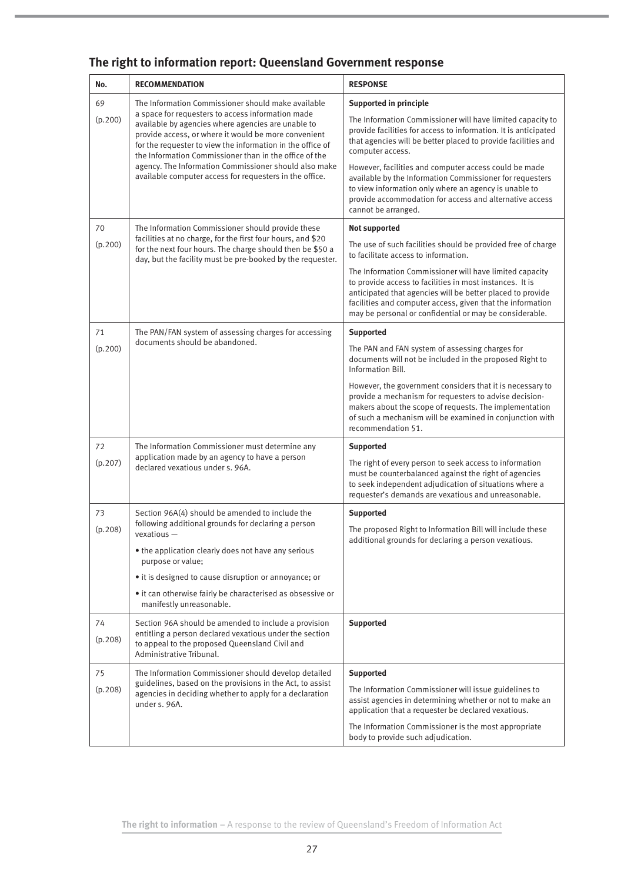## The right to information report: Queensland Government response

| No. | RECOMMENDATION | RESPONSE |
|---|---|---|
| 69<br><br>(p.200) | The Information Commissioner should make available a space for requesters to access information made available by agencies where agencies are unable to provide access, or where it would be more convenient for the requester to view the information in the office of the Information Commissioner than in the office of the agency. The Information Commissioner should also make available computer access for requesters in the office. | **Supported in principle**<br><br>The Information Commissioner will have limited capacity to provide facilities for access to information. It is anticipated that agencies will be better placed to provide facilities and computer access.<br><br>However, facilities and computer access could be made available by the Information Commissioner for requesters to view information only where an agency is unable to provide accommodation for access and alternative access cannot be arranged. |
| 70<br><br>(p.200) | The Information Commissioner should provide these facilities at no charge, for the first four hours, and $20 for the next four hours. The charge should then be $50 a day, but the facility must be pre-booked by the requester. | **Not supported**<br><br>The use of such facilities should be provided free of charge to facilitate access to information.<br><br>The Information Commissioner will have limited capacity to provide access to facilities in most instances. It is anticipated that agencies will be better placed to provide facilities and computer access, given that the information may be personal or confidential or may be considerable. |
| 71<br><br>(p.200) | The PAN/FAN system of assessing charges for accessing documents should be abandoned. | **Supported**<br><br>The PAN and FAN system of assessing charges for documents will not be included in the proposed Right to Information Bill.<br><br>However, the government considers that it is necessary to provide a mechanism for requesters to advise decision-makers about the scope of requests. The implementation of such a mechanism will be examined in conjunction with recommendation 51. |
| 72<br><br>(p.207) | The Information Commissioner must determine any application made by an agency to have a person declared vexatious under s. 96A. | **Supported**<br><br>The right of every person to seek access to information must be counterbalanced against the right of agencies to seek independent adjudication of situations where a requester's demands are vexatious and unreasonable. |
| 73<br><br>(p.208) | Section 96A(4) should be amended to include the following additional grounds for declaring a person vexatious —<br><br>• the application clearly does not have any serious purpose or value;<br><br>• it is designed to cause disruption or annoyance; or<br><br>• it can otherwise fairly be characterised as obsessive or manifestly unreasonable. | **Supported**<br><br>The proposed Right to Information Bill will include these additional grounds for declaring a person vexatious. |
| 74<br><br>(p.208) | Section 96A should be amended to include a provision entitling a person declared vexatious under the section to appeal to the proposed Queensland Civil and Administrative Tribunal. | **Supported** |
| 75<br><br>(p.208) | The Information Commissioner should develop detailed guidelines, based on the provisions in the Act, to assist agencies in deciding whether to apply for a declaration under s. 96A. | **Supported**<br><br>The Information Commissioner will issue guidelines to assist agencies in determining whether or not to make an application that a requester be declared vexatious.<br><br>The Information Commissioner is the most appropriate body to provide such adjudication. |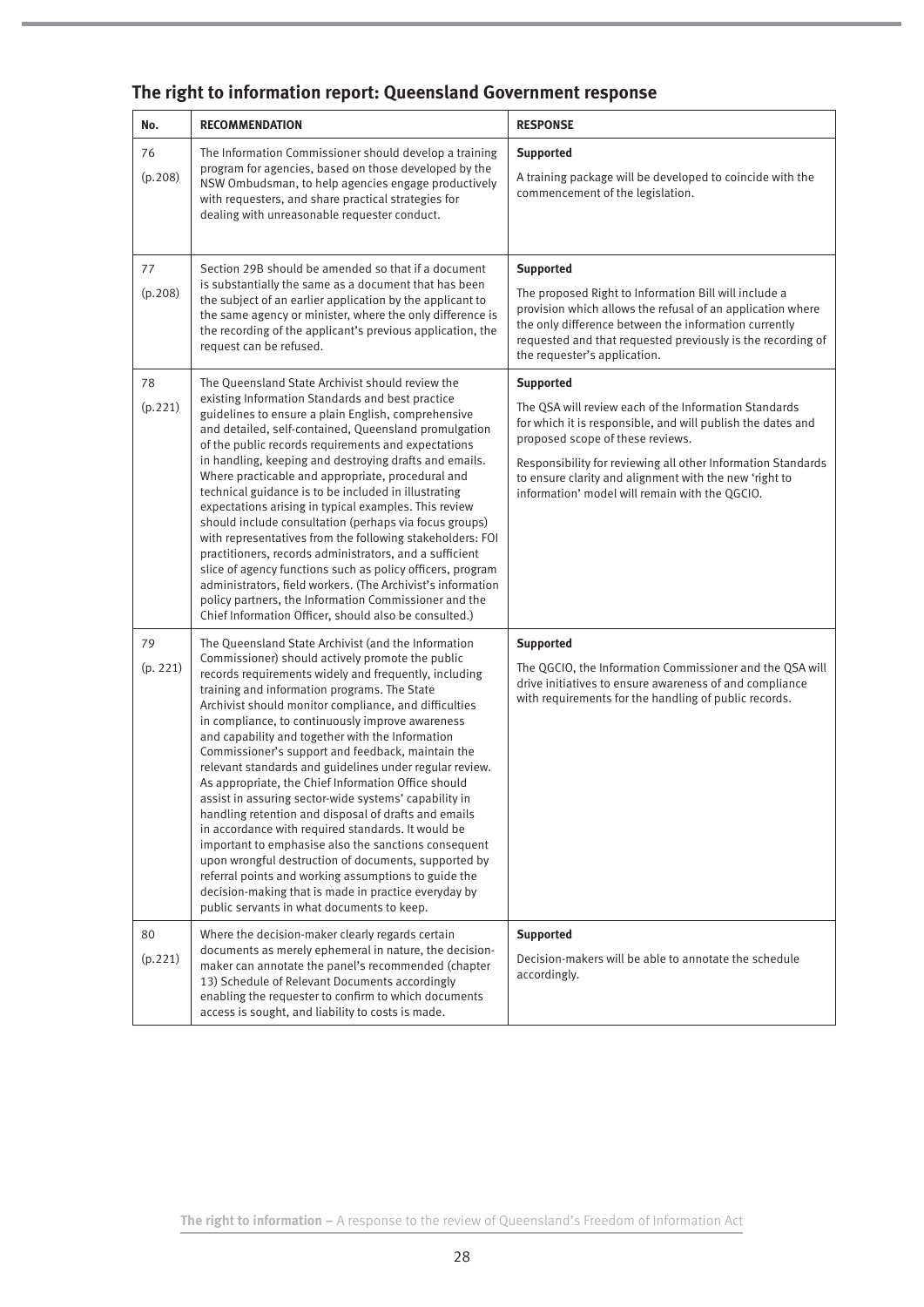## The right to information report: Queensland Government response

| No. | RECOMMENDATION | RESPONSE |
|---|---|---|
| 76 (p.208) | The Information Commissioner should develop a training program for agencies, based on those developed by the NSW Ombudsman, to help agencies engage productively with requesters, and share practical strategies for dealing with unreasonable requester conduct. | **Supported**<br><br>A training package will be developed to coincide with the commencement of the legislation. |
| 77 (p.208) | Section 29B should be amended so that if a document is substantially the same as a document that has been the subject of an earlier application by the applicant to the same agency or minister, where the only difference is the recording of the applicant's previous application, the request can be refused. | **Supported**<br><br>The proposed Right to Information Bill will include a provision which allows the refusal of an application where the only difference between the information currently requested and that requested previously is the recording of the requester's application. |
| 78 (p.221) | The Queensland State Archivist should review the existing Information Standards and best practice guidelines to ensure a plain English, comprehensive and detailed, self-contained, Queensland promulgation of the public records requirements and expectations in handling, keeping and destroying drafts and emails. Where practicable and appropriate, procedural and technical guidance is to be included in illustrating expectations arising in typical examples. This review should include consultation (perhaps via focus groups) with representatives from the following stakeholders: FOI practitioners, records administrators, and a sufficient slice of agency functions such as policy officers, program administrators, field workers. (The Archivist's information policy partners, the Information Commissioner and the Chief Information Officer, should also be consulted.) | **Supported**<br><br>The QSA will review each of the Information Standards for which it is responsible, and will publish the dates and proposed scope of these reviews.<br><br>Responsibility for reviewing all other Information Standards to ensure clarity and alignment with the new 'right to information' model will remain with the QGCIO. |
| 79 (p. 221) | The Queensland State Archivist (and the Information Commissioner) should actively promote the public records requirements widely and frequently, including training and information programs. The State Archivist should monitor compliance, and difficulties in compliance, to continuously improve awareness and capability and together with the Information Commissioner's support and feedback, maintain the relevant standards and guidelines under regular review. As appropriate, the Chief Information Office should assist in assuring sector-wide systems' capability in handling retention and disposal of drafts and emails in accordance with required standards. It would be important to emphasise also the sanctions consequent upon wrongful destruction of documents, supported by referral points and working assumptions to guide the decision-making that is made in practice everyday by public servants in what documents to keep. | **Supported**<br><br>The QGCIO, the Information Commissioner and the QSA will drive initiatives to ensure awareness of and compliance with requirements for the handling of public records. |
| 80 (p.221) | Where the decision-maker clearly regards certain documents as merely ephemeral in nature, the decision-maker can annotate the panel's recommended (chapter 13) Schedule of Relevant Documents accordingly enabling the requester to confirm to which documents access is sought, and liability to costs is made. | **Supported**<br><br>Decision-makers will be able to annotate the schedule accordingly. |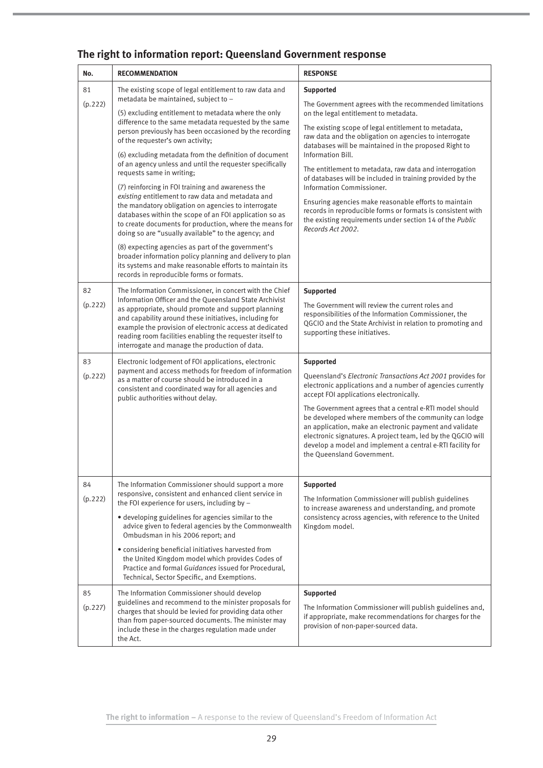## The right to information report: Queensland Government response

| No. | RECOMMENDATION | RESPONSE |
|---|---|---|
| 81 (p.222) | The existing scope of legal entitlement to raw data and metadata be maintained, subject to – <br><br>(5) excluding entitlement to metadata where the only difference to the same metadata requested by the same person previously has been occasioned by the recording of the requester's own activity; <br><br>(6) excluding metadata from the definition of document of an agency unless and until the requester specifically requests same in writing; <br><br>(7) reinforcing in FOI training and awareness the *existing* entitlement to raw data and metadata and the mandatory obligation on agencies to interrogate databases within the scope of an FOI application so as to create documents for production, where the means for doing so are "usually available" to the agency; and <br><br>(8) expecting agencies as part of the government's broader information policy planning and delivery to plan its systems and make reasonable efforts to maintain its records in reproducible forms or formats. | **Supported** <br><br>The Government agrees with the recommended limitations on the legal entitlement to metadata. <br><br>The existing scope of legal entitlement to metadata, raw data and the obligation on agencies to interrogate databases will be maintained in the proposed Right to Information Bill. <br><br>The entitlement to metadata, raw data and interrogation of databases will be included in training provided by the Information Commissioner. <br><br>Ensuring agencies make reasonable efforts to maintain records in reproducible forms or formats is consistent with the existing requirements under section 14 of the *Public Records Act 2002*. |
| 82 (p.222) | The Information Commissioner, in concert with the Chief Information Officer and the Queensland State Archivist as appropriate, should promote and support planning and capability around these initiatives, including for example the provision of electronic access at dedicated reading room facilities enabling the requester itself to interrogate and manage the production of data. | **Supported** <br><br>The Government will review the current roles and responsibilities of the Information Commissioner, the QGCIO and the State Archivist in relation to promoting and supporting these initiatives. |
| 83 (p.222) | Electronic lodgement of FOI applications, electronic payment and access methods for freedom of information as a matter of course should be introduced in a consistent and coordinated way for all agencies and public authorities without delay. | **Supported** <br><br>Queensland's *Electronic Transactions Act 2001* provides for electronic applications and a number of agencies currently accept FOI applications electronically. <br><br>The Government agrees that a central e-RTI model should be developed where members of the community can lodge an application, make an electronic payment and validate electronic signatures. A project team, led by the QGCIO will develop a model and implement a central e-RTI facility for the Queensland Government. |
| 84 (p.222) | The Information Commissioner should support a more responsive, consistent and enhanced client service in the FOI experience for users, including by – <br><br>• developing guidelines for agencies similar to the advice given to federal agencies by the Commonwealth Ombudsman in his 2006 report; and <br><br>• considering beneficial initiatives harvested from the United Kingdom model which provides Codes of Practice and formal *Guidances* issued for Procedural, Technical, Sector Specific, and Exemptions. | **Supported** <br><br>The Information Commissioner will publish guidelines to increase awareness and understanding, and promote consistency across agencies, with reference to the United Kingdom model. |
| 85 (p.227) | The Information Commissioner should develop guidelines and recommend to the minister proposals for charges that should be levied for providing data other than from paper-sourced documents. The minister may include these in the charges regulation made under the Act. | **Supported** <br><br>The Information Commissioner will publish guidelines and, if appropriate, make recommendations for charges for the provision of non-paper-sourced data. |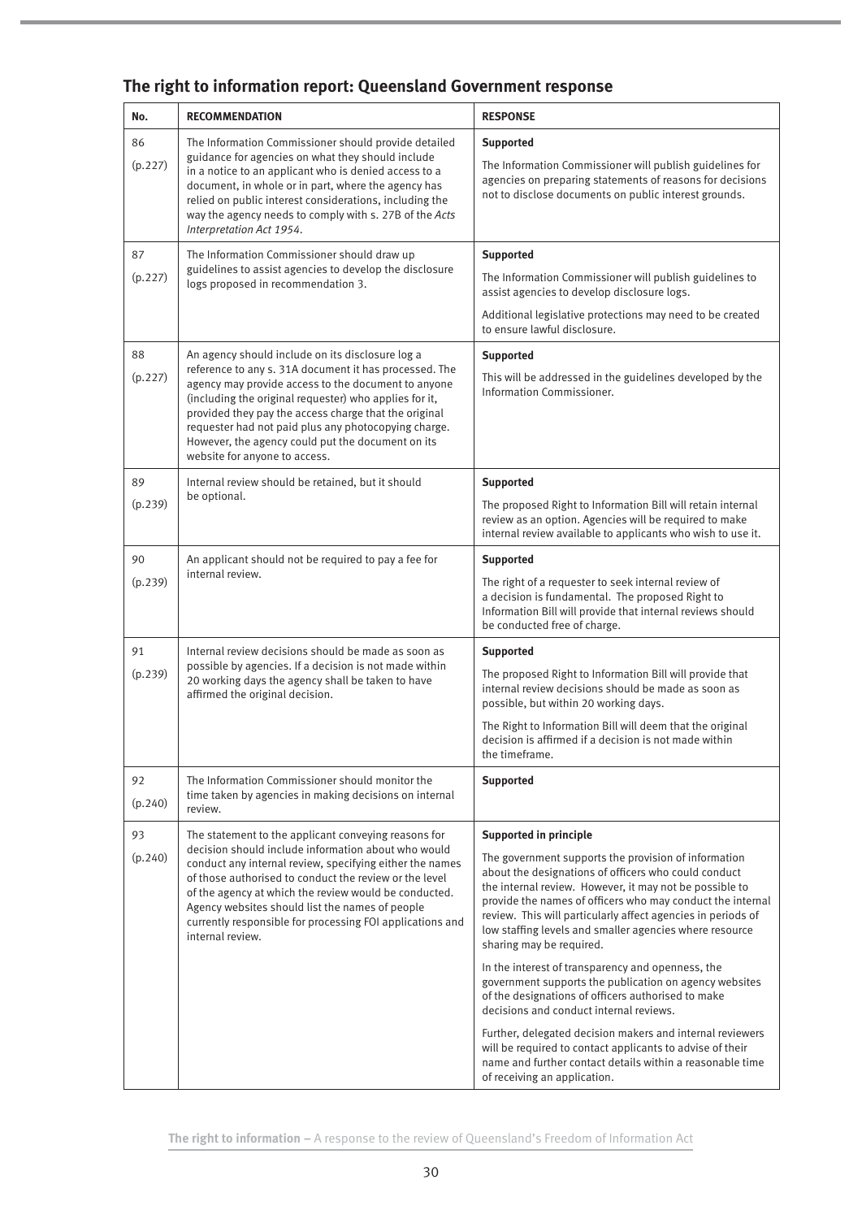## The right to information report: Queensland Government response

| No. | RECOMMENDATION | RESPONSE |
|---|---|---|
| 86 (p.227) | The Information Commissioner should provide detailed guidance for agencies on what they should include in a notice to an applicant who is denied access to a document, in whole or in part, where the agency has relied on public interest considerations, including the way the agency needs to comply with s. 27B of the *Acts Interpretation Act 1954*. | **Supported**<br><br>The Information Commissioner will publish guidelines for agencies on preparing statements of reasons for decisions not to disclose documents on public interest grounds. |
| 87 (p.227) | The Information Commissioner should draw up guidelines to assist agencies to develop the disclosure logs proposed in recommendation 3. | **Supported**<br><br>The Information Commissioner will publish guidelines to assist agencies to develop disclosure logs.<br><br>Additional legislative protections may need to be created to ensure lawful disclosure. |
| 88 (p.227) | An agency should include on its disclosure log a reference to any s. 31A document it has processed. The agency may provide access to the document to anyone (including the original requester) who applies for it, provided they pay the access charge that the original requester had not paid plus any photocopying charge. However, the agency could put the document on its website for anyone to access. | **Supported**<br><br>This will be addressed in the guidelines developed by the Information Commissioner. |
| 89 (p.239) | Internal review should be retained, but it should be optional. | **Supported**<br><br>The proposed Right to Information Bill will retain internal review as an option. Agencies will be required to make internal review available to applicants who wish to use it. |
| 90 (p.239) | An applicant should not be required to pay a fee for internal review. | **Supported**<br><br>The right of a requester to seek internal review of a decision is fundamental. The proposed Right to Information Bill will provide that internal reviews should be conducted free of charge. |
| 91 (p.239) | Internal review decisions should be made as soon as possible by agencies. If a decision is not made within 20 working days the agency shall be taken to have affirmed the original decision. | **Supported**<br><br>The proposed Right to Information Bill will provide that internal review decisions should be made as soon as possible, but within 20 working days.<br><br>The Right to Information Bill will deem that the original decision is affirmed if a decision is not made within the timeframe. |
| 92 (p.240) | The Information Commissioner should monitor the time taken by agencies in making decisions on internal review. | **Supported** |
| 93 (p.240) | The statement to the applicant conveying reasons for decision should include information about who would conduct any internal review, specifying either the names of those authorised to conduct the review or the level of the agency at which the review would be conducted. Agency websites should list the names of people currently responsible for processing FOI applications and internal review. | **Supported in principle**<br><br>The government supports the provision of information about the designations of officers who could conduct the internal review. However, it may not be possible to provide the names of officers who may conduct the internal review. This will particularly affect agencies in periods of low staffing levels and smaller agencies where resource sharing may be required.<br><br>In the interest of transparency and openness, the government supports the publication on agency websites of the designations of officers authorised to make decisions and conduct internal reviews.<br><br>Further, delegated decision makers and internal reviewers will be required to contact applicants to advise of their name and further contact details within a reasonable time of receiving an application. |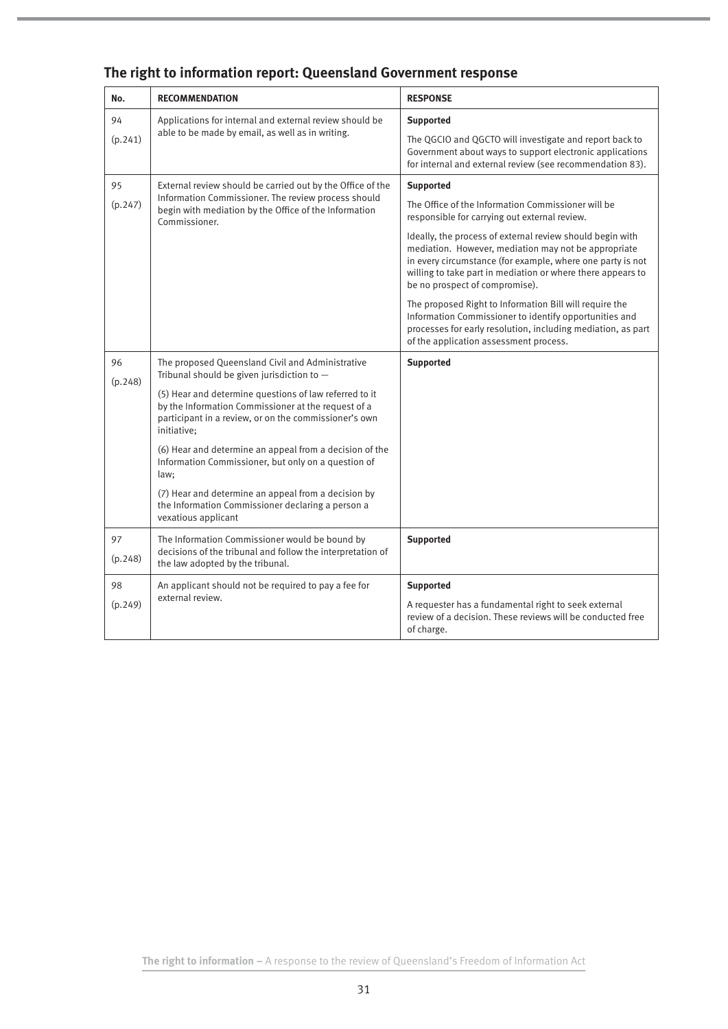## The right to information report: Queensland Government response

| No. | RECOMMENDATION | RESPONSE |
|---|---|---|
| 94 (p.241) | Applications for internal and external review should be able to be made by email, as well as in writing. | **Supported** The QGCIO and QGCTO will investigate and report back to Government about ways to support electronic applications for internal and external review (see recommendation 83). |
| 95 (p.247) | External review should be carried out by the Office of the Information Commissioner. The review process should begin with mediation by the Office of the Information Commissioner. | **Supported** The Office of the Information Commissioner will be responsible for carrying out external review. Ideally, the process of external review should begin with mediation. However, mediation may not be appropriate in every circumstance (for example, where one party is not willing to take part in mediation or where there appears to be no prospect of compromise). The proposed Right to Information Bill will require the Information Commissioner to identify opportunities and processes for early resolution, including mediation, as part of the application assessment process. |
| 96 (p.248) | The proposed Queensland Civil and Administrative Tribunal should be given jurisdiction to — (5) Hear and determine questions of law referred to it by the Information Commissioner at the request of a participant in a review, or on the commissioner's own initiative; (6) Hear and determine an appeal from a decision of the Information Commissioner, but only on a question of law; (7) Hear and determine an appeal from a decision by the Information Commissioner declaring a person a vexatious applicant | **Supported** |
| 97 (p.248) | The Information Commissioner would be bound by decisions of the tribunal and follow the interpretation of the law adopted by the tribunal. | **Supported** |
| 98 (p.249) | An applicant should not be required to pay a fee for external review. | **Supported** A requester has a fundamental right to seek external review of a decision. These reviews will be conducted free of charge. |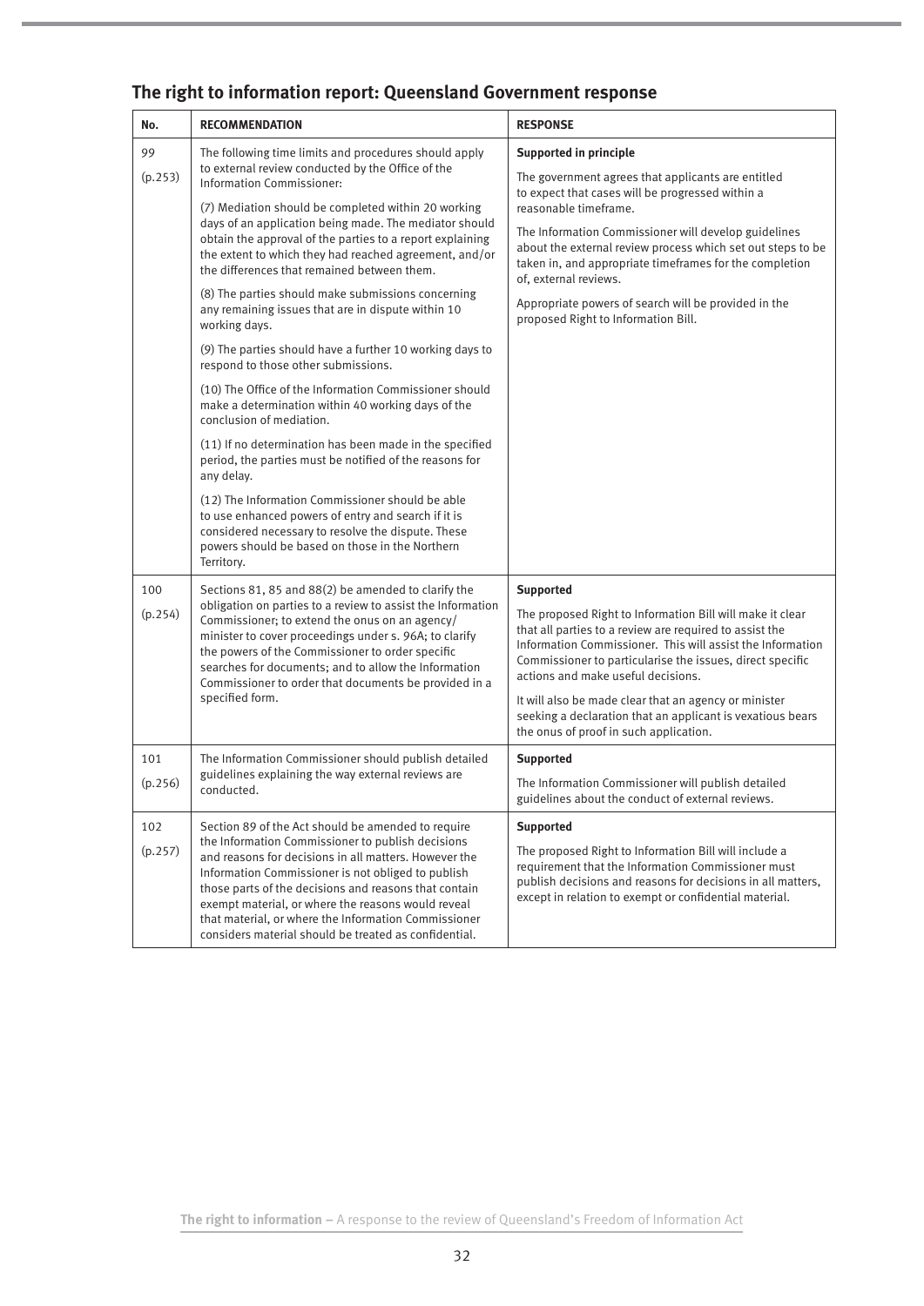## The right to information report: Queensland Government response

| No. | RECOMMENDATION | RESPONSE |
|---|---|---|
| 99<br>(p.253) | The following time limits and procedures should apply to external review conducted by the Office of the Information Commissioner:<br>(7) Mediation should be completed within 20 working days of an application being made. The mediator should obtain the approval of the parties to a report explaining the extent to which they had reached agreement, and/or the differences that remained between them.<br>(8) The parties should make submissions concerning any remaining issues that are in dispute within 10 working days.<br>(9) The parties should have a further 10 working days to respond to those other submissions.<br>(10) The Office of the Information Commissioner should make a determination within 40 working days of the conclusion of mediation.<br>(11) If no determination has been made in the specified period, the parties must be notified of the reasons for any delay.<br>(12) The Information Commissioner should be able to use enhanced powers of entry and search if it is considered necessary to resolve the dispute. These powers should be based on those in the Northern Territory. | **Supported in principle**<br>The government agrees that applicants are entitled to expect that cases will be progressed within a reasonable timeframe.<br>The Information Commissioner will develop guidelines about the external review process which set out steps to be taken in, and appropriate timeframes for the completion of, external reviews.<br>Appropriate powers of search will be provided in the proposed Right to Information Bill. |
| 100<br>(p.254) | Sections 81, 85 and 88(2) be amended to clarify the obligation on parties to a review to assist the Information Commissioner; to extend the onus on an agency/minister to cover proceedings under s. 96A; to clarify the powers of the Commissioner to order specific searches for documents; and to allow the Information Commissioner to order that documents be provided in a specified form. | **Supported**<br>The proposed Right to Information Bill will make it clear that all parties to a review are required to assist the Information Commissioner. This will assist the Information Commissioner to particularise the issues, direct specific actions and make useful decisions.<br>It will also be made clear that an agency or minister seeking a declaration that an applicant is vexatious bears the onus of proof in such application. |
| 101<br>(p.256) | The Information Commissioner should publish detailed guidelines explaining the way external reviews are conducted. | **Supported**<br>The Information Commissioner will publish detailed guidelines about the conduct of external reviews. |
| 102<br>(p.257) | Section 89 of the Act should be amended to require the Information Commissioner to publish decisions and reasons for decisions in all matters. However the Information Commissioner is not obliged to publish those parts of the decisions and reasons that contain exempt material, or where the reasons would reveal that material, or where the Information Commissioner considers material should be treated as confidential. | **Supported**<br>The proposed Right to Information Bill will include a requirement that the Information Commissioner must publish decisions and reasons for decisions in all matters, except in relation to exempt or confidential material. |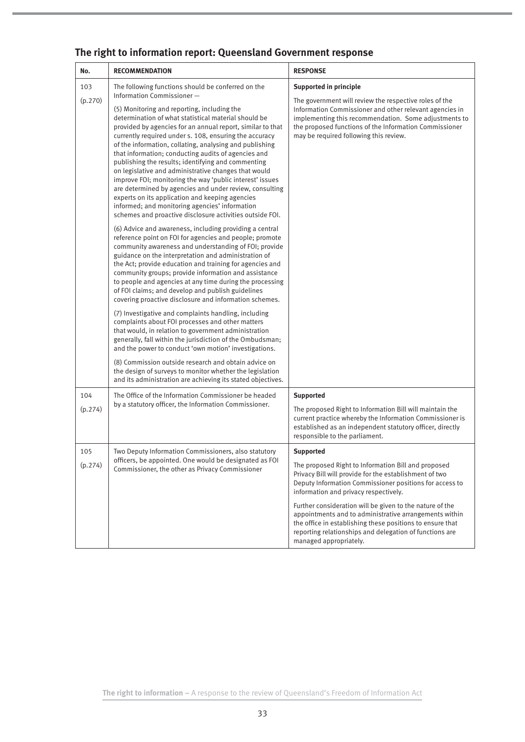## The right to information report: Queensland Government response

| No. | RECOMMENDATION | RESPONSE |
|---|---|---|
| 103 (p.270) | The following functions should be conferred on the Information Commissioner —<br><br>(5) Monitoring and reporting, including the determination of what statistical material should be provided by agencies for an annual report, similar to that currently required under s. 108, ensuring the accuracy of the information, collating, analysing and publishing that information; conducting audits of agencies and publishing the results; identifying and commenting on legislative and administrative changes that would improve FOI; monitoring the way 'public interest' issues are determined by agencies and under review, consulting experts on its application and keeping agencies informed; and monitoring agencies' information schemes and proactive disclosure activities outside FOI.<br><br>(6) Advice and awareness, including providing a central reference point on FOI for agencies and people; promote community awareness and understanding of FOI; provide guidance on the interpretation and administration of the Act; provide education and training for agencies and community groups; provide information and assistance to people and agencies at any time during the processing of FOI claims; and develop and publish guidelines covering proactive disclosure and information schemes.<br><br>(7) Investigative and complaints handling, including complaints about FOI processes and other matters that would, in relation to government administration generally, fall within the jurisdiction of the Ombudsman; and the power to conduct 'own motion' investigations.<br><br>(8) Commission outside research and obtain advice on the design of surveys to monitor whether the legislation and its administration are achieving its stated objectives. | **Supported in principle**<br><br>The government will review the respective roles of the Information Commissioner and other relevant agencies in implementing this recommendation. Some adjustments to the proposed functions of the Information Commissioner may be required following this review. |
| 104 (p.274) | The Office of the Information Commissioner be headed by a statutory officer, the Information Commissioner. | **Supported**<br><br>The proposed Right to Information Bill will maintain the current practice whereby the Information Commissioner is established as an independent statutory officer, directly responsible to the parliament. |
| 105 (p.274) | Two Deputy Information Commissioners, also statutory officers, be appointed. One would be designated as FOI Commissioner, the other as Privacy Commissioner | **Supported**<br><br>The proposed Right to Information Bill and proposed Privacy Bill will provide for the establishment of two Deputy Information Commissioner positions for access to information and privacy respectively.<br><br>Further consideration will be given to the nature of the appointments and to administrative arrangements within the office in establishing these positions to ensure that reporting relationships and delegation of functions are managed appropriately. |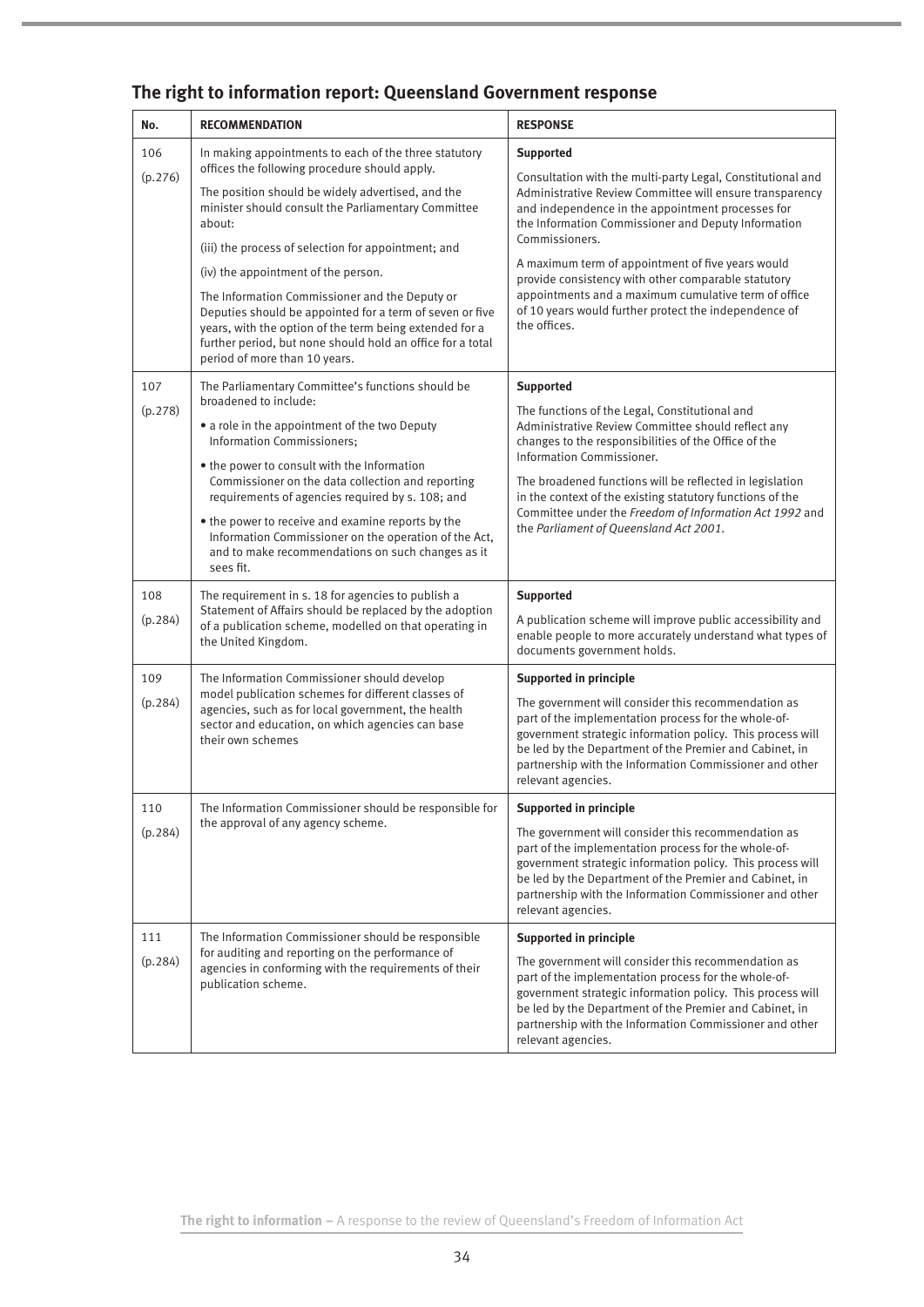## The right to information report: Queensland Government response

| No. | RECOMMENDATION | RESPONSE |
|---|---|---|
| 106<br><br>(p.276) | In making appointments to each of the three statutory offices the following procedure should apply.<br><br>The position should be widely advertised, and the minister should consult the Parliamentary Committee about:<br><br>(iii) the process of selection for appointment; and<br><br>(iv) the appointment of the person.<br><br>The Information Commissioner and the Deputy or Deputies should be appointed for a term of seven or five years, with the option of the term being extended for a further period, but none should hold an office for a total period of more than 10 years. | **Supported**<br><br>Consultation with the multi-party Legal, Constitutional and Administrative Review Committee will ensure transparency and independence in the appointment processes for the Information Commissioner and Deputy Information Commissioners.<br><br>A maximum term of appointment of five years would provide consistency with other comparable statutory appointments and a maximum cumulative term of office of 10 years would further protect the independence of the offices. |
| 107<br><br>(p.278) | The Parliamentary Committee's functions should be broadened to include:<br><br>• a role in the appointment of the two Deputy Information Commissioners;<br><br>• the power to consult with the Information Commissioner on the data collection and reporting requirements of agencies required by s. 108; and<br><br>• the power to receive and examine reports by the Information Commissioner on the operation of the Act, and to make recommendations on such changes as it sees fit. | **Supported**<br><br>The functions of the Legal, Constitutional and Administrative Review Committee should reflect any changes to the responsibilities of the Office of the Information Commissioner.<br><br>The broadened functions will be reflected in legislation in the context of the existing statutory functions of the Committee under the *Freedom of Information Act 1992* and the *Parliament of Queensland Act 2001*. |
| 108<br><br>(p.284) | The requirement in s. 18 for agencies to publish a Statement of Affairs should be replaced by the adoption of a publication scheme, modelled on that operating in the United Kingdom. | **Supported**<br><br>A publication scheme will improve public accessibility and enable people to more accurately understand what types of documents government holds. |
| 109<br><br>(p.284) | The Information Commissioner should develop model publication schemes for different classes of agencies, such as for local government, the health sector and education, on which agencies can base their own schemes | **Supported in principle**<br><br>The government will consider this recommendation as part of the implementation process for the whole-of-government strategic information policy. This process will be led by the Department of the Premier and Cabinet, in partnership with the Information Commissioner and other relevant agencies. |
| 110<br><br>(p.284) | The Information Commissioner should be responsible for the approval of any agency scheme. | **Supported in principle**<br><br>The government will consider this recommendation as part of the implementation process for the whole-of-government strategic information policy. This process will be led by the Department of the Premier and Cabinet, in partnership with the Information Commissioner and other relevant agencies. |
| 111<br><br>(p.284) | The Information Commissioner should be responsible for auditing and reporting on the performance of agencies in conforming with the requirements of their publication scheme. | **Supported in principle**<br><br>The government will consider this recommendation as part of the implementation process for the whole-of-government strategic information policy. This process will be led by the Department of the Premier and Cabinet, in partnership with the Information Commissioner and other relevant agencies. |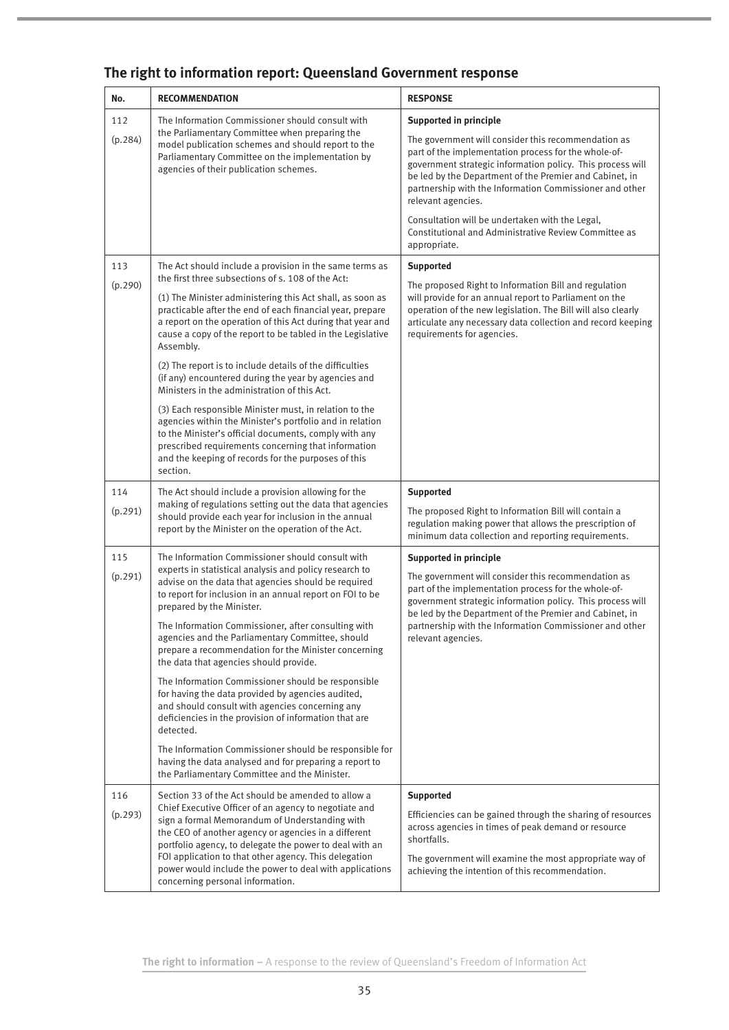## The right to information report: Queensland Government response

| No. | RECOMMENDATION | RESPONSE |
|---|---|---|
| 112 (p.284) | The Information Commissioner should consult with the Parliamentary Committee when preparing the model publication schemes and should report to the Parliamentary Committee on the implementation by agencies of their publication schemes. | **Supported in principle**<br><br>The government will consider this recommendation as part of the implementation process for the whole-of-government strategic information policy. This process will be led by the Department of the Premier and Cabinet, in partnership with the Information Commissioner and other relevant agencies.<br><br>Consultation will be undertaken with the Legal, Constitutional and Administrative Review Committee as appropriate. |
| 113 (p.290) | The Act should include a provision in the same terms as the first three subsections of s. 108 of the Act:<br><br>(1) The Minister administering this Act shall, as soon as practicable after the end of each financial year, prepare a report on the operation of this Act during that year and cause a copy of the report to be tabled in the Legislative Assembly.<br><br>(2) The report is to include details of the difficulties (if any) encountered during the year by agencies and Ministers in the administration of this Act.<br><br>(3) Each responsible Minister must, in relation to the agencies within the Minister's portfolio and in relation to the Minister's official documents, comply with any prescribed requirements concerning that information and the keeping of records for the purposes of this section. | **Supported**<br><br>The proposed Right to Information Bill and regulation will provide for an annual report to Parliament on the operation of the new legislation. The Bill will also clearly articulate any necessary data collection and record keeping requirements for agencies. |
| 114 (p.291) | The Act should include a provision allowing for the making of regulations setting out the data that agencies should provide each year for inclusion in the annual report by the Minister on the operation of the Act. | **Supported**<br><br>The proposed Right to Information Bill will contain a regulation making power that allows the prescription of minimum data collection and reporting requirements. |
| 115 (p.291) | The Information Commissioner should consult with experts in statistical analysis and policy research to advise on the data that agencies should be required to report for inclusion in an annual report on FOI to be prepared by the Minister.<br><br>The Information Commissioner, after consulting with agencies and the Parliamentary Committee, should prepare a recommendation for the Minister concerning the data that agencies should provide.<br><br>The Information Commissioner should be responsible for having the data provided by agencies audited, and should consult with agencies concerning any deficiencies in the provision of information that are detected.<br><br>The Information Commissioner should be responsible for having the data analysed and for preparing a report to the Parliamentary Committee and the Minister. | **Supported in principle**<br><br>The government will consider this recommendation as part of the implementation process for the whole-of-government strategic information policy. This process will be led by the Department of the Premier and Cabinet, in partnership with the Information Commissioner and other relevant agencies. |
| 116 (p.293) | Section 33 of the Act should be amended to allow a Chief Executive Officer of an agency to negotiate and sign a formal Memorandum of Understanding with the CEO of another agency or agencies in a different portfolio agency, to delegate the power to deal with an FOI application to that other agency. This delegation power would include the power to deal with applications concerning personal information. | **Supported**<br><br>Efficiencies can be gained through the sharing of resources across agencies in times of peak demand or resource shortfalls.<br><br>The government will examine the most appropriate way of achieving the intention of this recommendation. |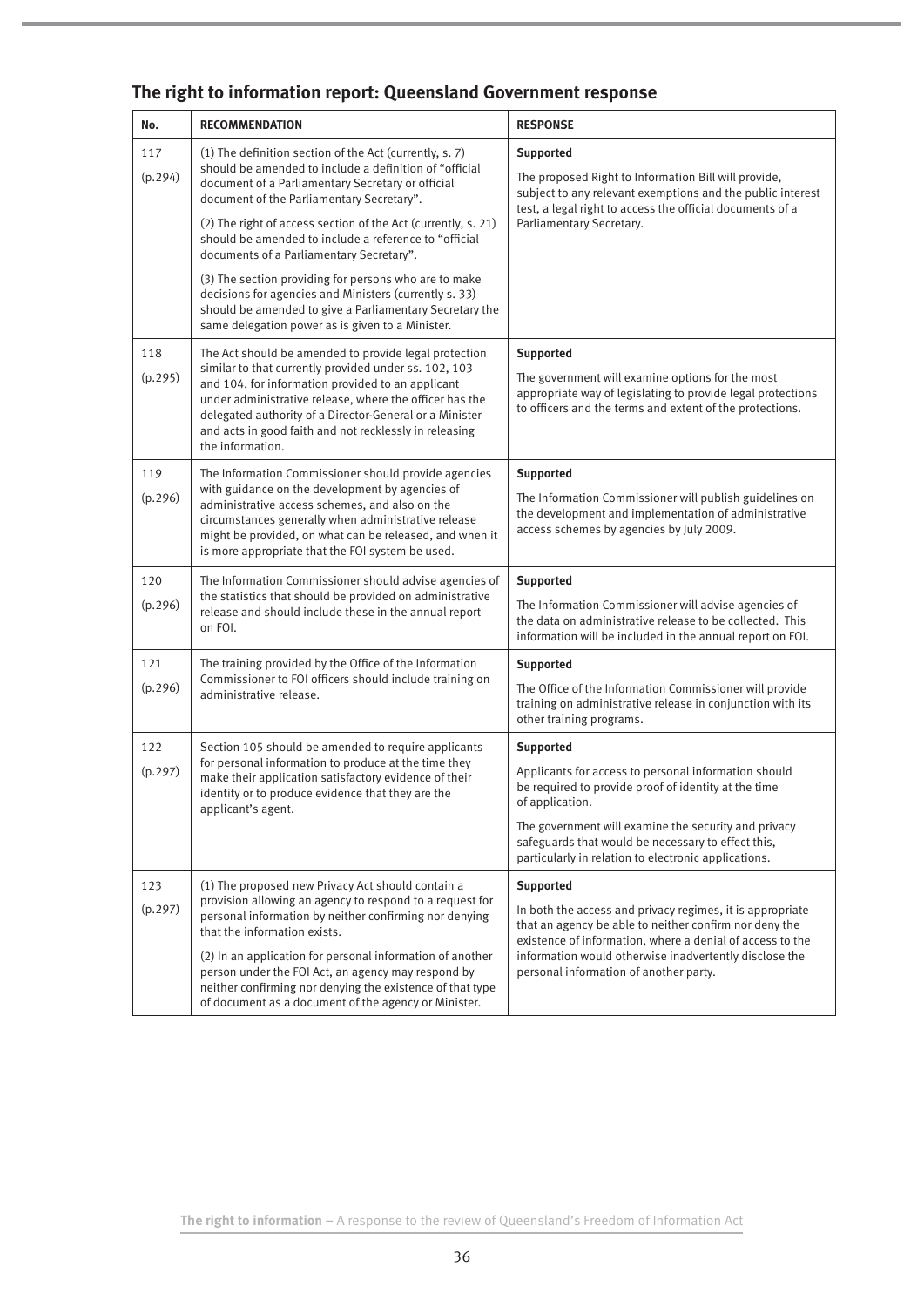## The right to information report: Queensland Government response

| No. | RECOMMENDATION | RESPONSE |
|---|---|---|
| 117<br><br>(p.294) | (1) The definition section of the Act (currently, s. 7) should be amended to include a definition of "official document of a Parliamentary Secretary or official document of the Parliamentary Secretary".<br><br>(2) The right of access section of the Act (currently, s. 21) should be amended to include a reference to "official documents of a Parliamentary Secretary".<br><br>(3) The section providing for persons who are to make decisions for agencies and Ministers (currently s. 33) should be amended to give a Parliamentary Secretary the same delegation power as is given to a Minister. | **Supported**<br><br>The proposed Right to Information Bill will provide, subject to any relevant exemptions and the public interest test, a legal right to access the official documents of a Parliamentary Secretary. |
| 118<br><br>(p.295) | The Act should be amended to provide legal protection similar to that currently provided under ss. 102, 103 and 104, for information provided to an applicant under administrative release, where the officer has the delegated authority of a Director-General or a Minister and acts in good faith and not recklessly in releasing the information. | **Supported**<br><br>The government will examine options for the most appropriate way of legislating to provide legal protections to officers and the terms and extent of the protections. |
| 119<br><br>(p.296) | The Information Commissioner should provide agencies with guidance on the development by agencies of administrative access schemes, and also on the circumstances generally when administrative release might be provided, on what can be released, and when it is more appropriate that the FOI system be used. | **Supported**<br><br>The Information Commissioner will publish guidelines on the development and implementation of administrative access schemes by agencies by July 2009. |
| 120<br><br>(p.296) | The Information Commissioner should advise agencies of the statistics that should be provided on administrative release and should include these in the annual report on FOI. | **Supported**<br><br>The Information Commissioner will advise agencies of the data on administrative release to be collected. This information will be included in the annual report on FOI. |
| 121<br><br>(p.296) | The training provided by the Office of the Information Commissioner to FOI officers should include training on administrative release. | **Supported**<br><br>The Office of the Information Commissioner will provide training on administrative release in conjunction with its other training programs. |
| 122<br><br>(p.297) | Section 105 should be amended to require applicants for personal information to produce at the time they make their application satisfactory evidence of their identity or to produce evidence that they are the applicant's agent. | **Supported**<br><br>Applicants for access to personal information should be required to provide proof of identity at the time of application.<br><br>The government will examine the security and privacy safeguards that would be necessary to effect this, particularly in relation to electronic applications. |
| 123<br><br>(p.297) | (1) The proposed new Privacy Act should contain a provision allowing an agency to respond to a request for personal information by neither confirming nor denying that the information exists.<br><br>(2) In an application for personal information of another person under the FOI Act, an agency may respond by neither confirming nor denying the existence of that type of document as a document of the agency or Minister. | **Supported**<br><br>In both the access and privacy regimes, it is appropriate that an agency be able to neither confirm nor deny the existence of information, where a denial of access to the information would otherwise inadvertently disclose the personal information of another party. |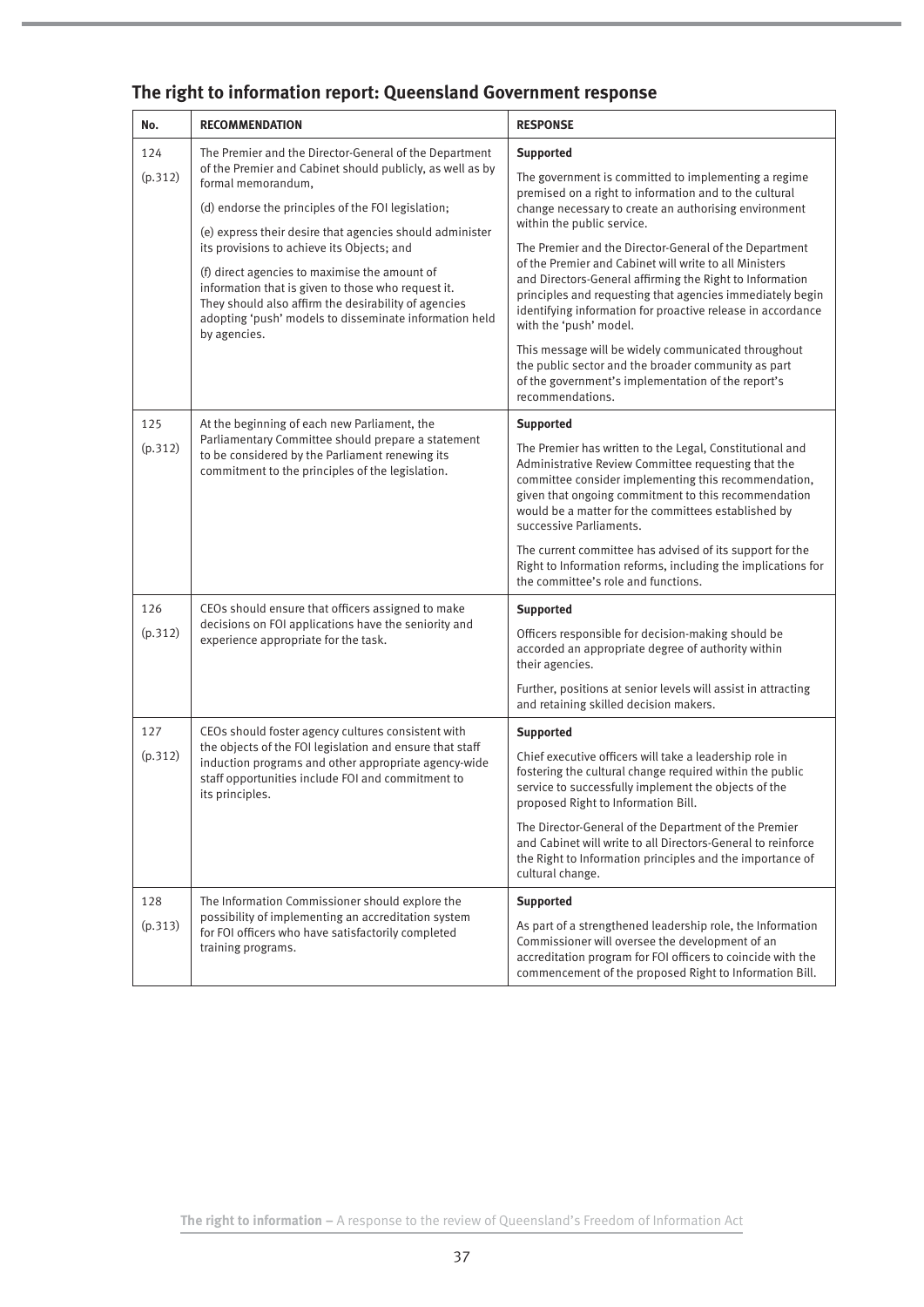## The right to information report: Queensland Government response

| No. | RECOMMENDATION | RESPONSE |
|---|---|---|
| 124 (p.312) | The Premier and the Director-General of the Department of the Premier and Cabinet should publicly, as well as by formal memorandum,<br><br>(d) endorse the principles of the FOI legislation;<br><br>(e) express their desire that agencies should administer its provisions to achieve its Objects; and<br><br>(f) direct agencies to maximise the amount of information that is given to those who request it. They should also affirm the desirability of agencies adopting 'push' models to disseminate information held by agencies. | **Supported**<br><br>The government is committed to implementing a regime premised on a right to information and to the cultural change necessary to create an authorising environment within the public service.<br><br>The Premier and the Director-General of the Department of the Premier and Cabinet will write to all Ministers and Directors-General affirming the Right to Information principles and requesting that agencies immediately begin identifying information for proactive release in accordance with the 'push' model.<br><br>This message will be widely communicated throughout the public sector and the broader community as part of the government's implementation of the report's recommendations. |
| 125 (p.312) | At the beginning of each new Parliament, the Parliamentary Committee should prepare a statement to be considered by the Parliament renewing its commitment to the principles of the legislation. | **Supported**<br><br>The Premier has written to the Legal, Constitutional and Administrative Review Committee requesting that the committee consider implementing this recommendation, given that ongoing commitment to this recommendation would be a matter for the committees established by successive Parliaments.<br><br>The current committee has advised of its support for the Right to Information reforms, including the implications for the committee's role and functions. |
| 126 (p.312) | CEOs should ensure that officers assigned to make decisions on FOI applications have the seniority and experience appropriate for the task. | **Supported**<br><br>Officers responsible for decision-making should be accorded an appropriate degree of authority within their agencies.<br><br>Further, positions at senior levels will assist in attracting and retaining skilled decision makers. |
| 127 (p.312) | CEOs should foster agency cultures consistent with the objects of the FOI legislation and ensure that staff induction programs and other appropriate agency-wide staff opportunities include FOI and commitment to its principles. | **Supported**<br><br>Chief executive officers will take a leadership role in fostering the cultural change required within the public service to successfully implement the objects of the proposed Right to Information Bill.<br><br>The Director-General of the Department of the Premier and Cabinet will write to all Directors-General to reinforce the Right to Information principles and the importance of cultural change. |
| 128 (p.313) | The Information Commissioner should explore the possibility of implementing an accreditation system for FOI officers who have satisfactorily completed training programs. | **Supported**<br><br>As part of a strengthened leadership role, the Information Commissioner will oversee the development of an accreditation program for FOI officers to coincide with the commencement of the proposed Right to Information Bill. |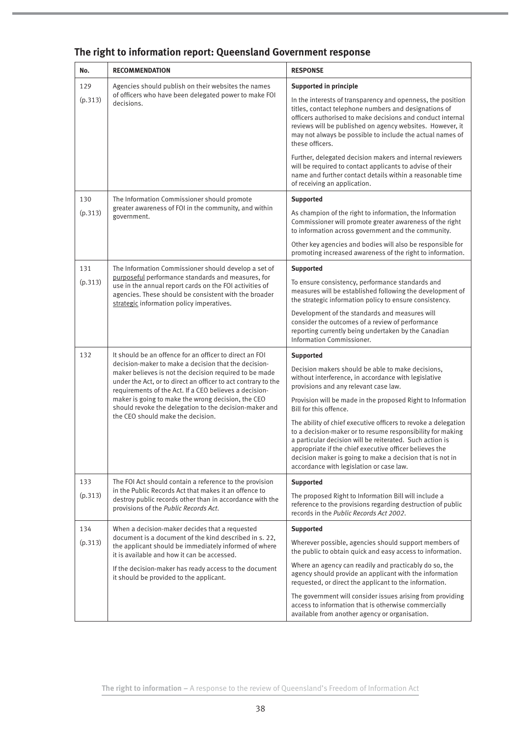## The right to information report: Queensland Government response

| No. | RECOMMENDATION | RESPONSE |
|---|---|---|
| 129 (p.313) | Agencies should publish on their websites the names of officers who have been delegated power to make FOI decisions. | **Supported in principle**<br><br>In the interests of transparency and openness, the position titles, contact telephone numbers and designations of officers authorised to make decisions and conduct internal reviews will be published on agency websites. However, it may not always be possible to include the actual names of these officers.<br><br>Further, delegated decision makers and internal reviewers will be required to contact applicants to advise of their name and further contact details within a reasonable time of receiving an application. |
| 130 (p.313) | The Information Commissioner should promote greater awareness of FOI in the community, and within government. | **Supported**<br><br>As champion of the right to information, the Information Commissioner will promote greater awareness of the right to information across government and the community.<br><br>Other key agencies and bodies will also be responsible for promoting increased awareness of the right to information. |
| 131 (p.313) | The Information Commissioner should develop a set of purposeful performance standards and measures, for use in the annual report cards on the FOI activities of agencies. These should be consistent with the broader strategic information policy imperatives. | **Supported**<br><br>To ensure consistency, performance standards and measures will be established following the development of the strategic information policy to ensure consistency.<br><br>Development of the standards and measures will consider the outcomes of a review of performance reporting currently being undertaken by the Canadian Information Commissioner. |
| 132 | It should be an offence for an officer to direct an FOI decision-maker to make a decision that the decision-maker believes is not the decision required to be made under the Act, or to direct an officer to act contrary to the requirements of the Act. If a CEO believes a decision-maker is going to make the wrong decision, the CEO should revoke the delegation to the decision-maker and the CEO should make the decision. | **Supported**<br><br>Decision makers should be able to make decisions, without interference, in accordance with legislative provisions and any relevant case law.<br><br>Provision will be made in the proposed Right to Information Bill for this offence.<br><br>The ability of chief executive officers to revoke a delegation to a decision-maker or to resume responsibility for making a particular decision will be reiterated. Such action is appropriate if the chief executive officer believes the decision maker is going to make a decision that is not in accordance with legislation or case law. |
| 133 (p.313) | The FOI Act should contain a reference to the provision in the Public Records Act that makes it an offence to destroy public records other than in accordance with the provisions of the *Public Records Act*. | **Supported**<br><br>The proposed Right to Information Bill will include a reference to the provisions regarding destruction of public records in the *Public Records Act 2002*. |
| 134 (p.313) | When a decision-maker decides that a requested document is a document of the kind described in s. 22, the applicant should be immediately informed of where it is available and how it can be accessed.<br><br>If the decision-maker has ready access to the document it should be provided to the applicant. | **Supported**<br><br>Wherever possible, agencies should support members of the public to obtain quick and easy access to information.<br><br>Where an agency can readily and practicably do so, the agency should provide an applicant with the information requested, or direct the applicant to the information.<br><br>The government will consider issues arising from providing access to information that is otherwise commercially available from another agency or organisation. |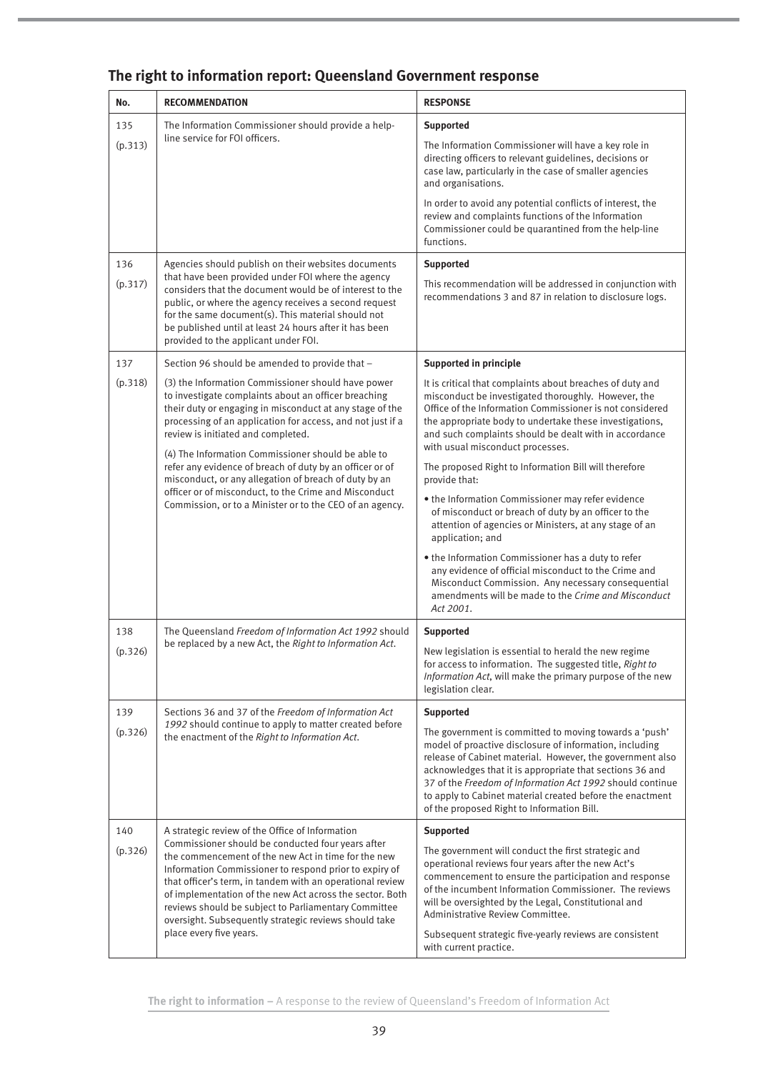## The right to information report: Queensland Government response

| No. | RECOMMENDATION | RESPONSE |
|---|---|---|
| 135 (p.313) | The Information Commissioner should provide a help-line service for FOI officers. | **Supported**<br><br>The Information Commissioner will have a key role in directing officers to relevant guidelines, decisions or case law, particularly in the case of smaller agencies and organisations.<br><br>In order to avoid any potential conflicts of interest, the review and complaints functions of the Information Commissioner could be quarantined from the help-line functions. |
| 136 (p.317) | Agencies should publish on their websites documents that have been provided under FOI where the agency considers that the document would be of interest to the public, or where the agency receives a second request for the same document(s). This material should not be published until at least 24 hours after it has been provided to the applicant under FOI. | **Supported**<br><br>This recommendation will be addressed in conjunction with recommendations 3 and 87 in relation to disclosure logs. |
| 137 (p.318) | Section 96 should be amended to provide that –<br><br>(3) the Information Commissioner should have power to investigate complaints about an officer breaching their duty or engaging in misconduct at any stage of the processing of an application for access, and not just if a review is initiated and completed.<br><br>(4) The Information Commissioner should be able to refer any evidence of breach of duty by an officer or of misconduct, or any allegation of breach of duty by an officer or of misconduct, to the Crime and Misconduct Commission, or to a Minister or to the CEO of an agency. | **Supported in principle**<br><br>It is critical that complaints about breaches of duty and misconduct be investigated thoroughly. However, the Office of the Information Commissioner is not considered the appropriate body to undertake these investigations, and such complaints should be dealt with in accordance with usual misconduct processes.<br><br>The proposed Right to Information Bill will therefore provide that:<br><br>• the Information Commissioner may refer evidence of misconduct or breach of duty by an officer to the attention of agencies or Ministers, at any stage of an application; and<br><br>• the Information Commissioner has a duty to refer any evidence of official misconduct to the Crime and Misconduct Commission. Any necessary consequential amendments will be made to the *Crime and Misconduct Act 2001*. |
| 138 (p.326) | The Queensland *Freedom of Information Act 1992* should be replaced by a new Act, the *Right to Information Act*. | **Supported**<br><br>New legislation is essential to herald the new regime for access to information. The suggested title, *Right to Information Act*, will make the primary purpose of the new legislation clear. |
| 139 (p.326) | Sections 36 and 37 of the *Freedom of Information Act 1992* should continue to apply to matter created before the enactment of the *Right to Information Act*. | **Supported**<br><br>The government is committed to moving towards a 'push' model of proactive disclosure of information, including release of Cabinet material. However, the government also acknowledges that it is appropriate that sections 36 and 37 of the *Freedom of Information Act 1992* should continue to apply to Cabinet material created before the enactment of the proposed Right to Information Bill. |
| 140 (p.326) | A strategic review of the Office of Information Commissioner should be conducted four years after the commencement of the new Act in time for the new Information Commissioner to respond prior to expiry of that officer's term, in tandem with an operational review of implementation of the new Act across the sector. Both reviews should be subject to Parliamentary Committee oversight. Subsequently strategic reviews should take place every five years. | **Supported**<br><br>The government will conduct the first strategic and operational reviews four years after the new Act's commencement to ensure the participation and response of the incumbent Information Commissioner. The reviews will be oversighted by the Legal, Constitutional and Administrative Review Committee.<br><br>Subsequent strategic five-yearly reviews are consistent with current practice. |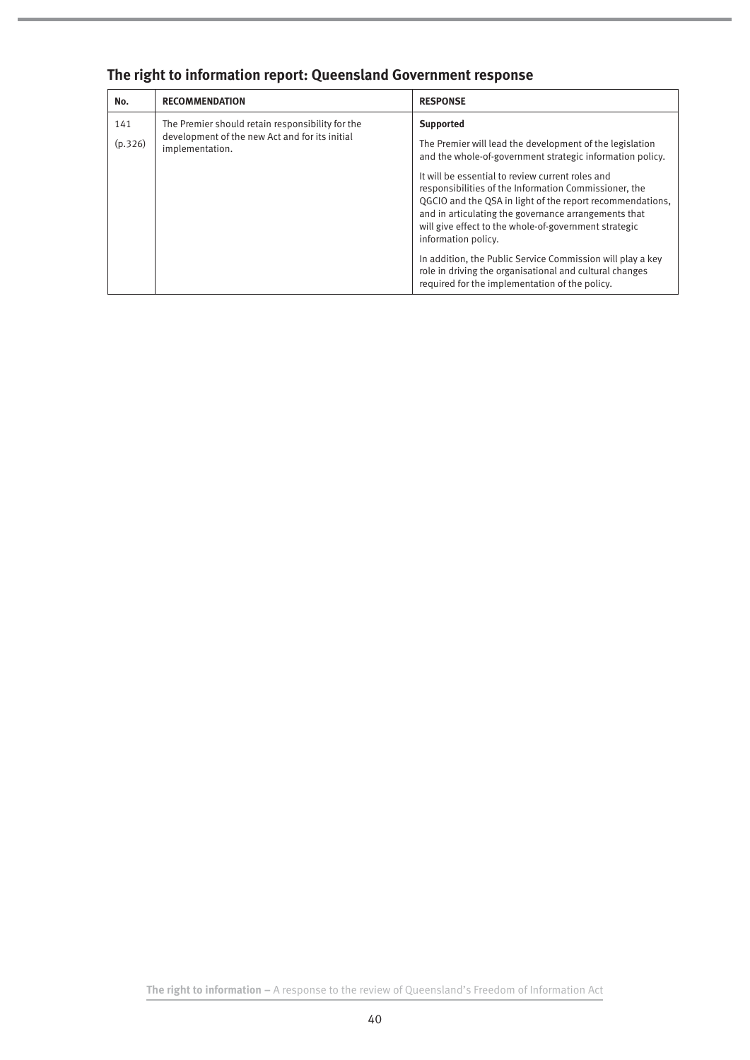## The right to information report: Queensland Government response

| No. | RECOMMENDATION | RESPONSE |
|---|---|---|
| 141 (p.326) | The Premier should retain responsibility for the development of the new Act and for its initial implementation. | **Supported**<br><br>The Premier will lead the development of the legislation and the whole-of-government strategic information policy.<br><br>It will be essential to review current roles and responsibilities of the Information Commissioner, the QGCIO and the QSA in light of the report recommendations, and in articulating the governance arrangements that will give effect to the whole-of-government strategic information policy.<br><br>In addition, the Public Service Commission will play a key role in driving the organisational and cultural changes required for the implementation of the policy. |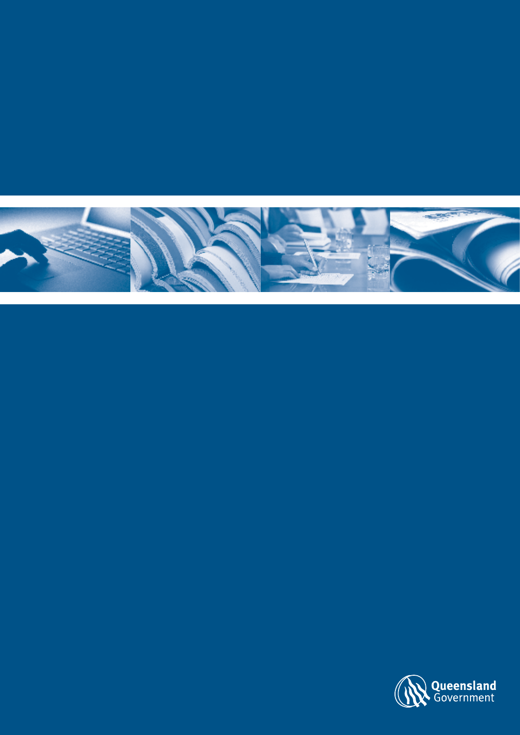Queensland Government